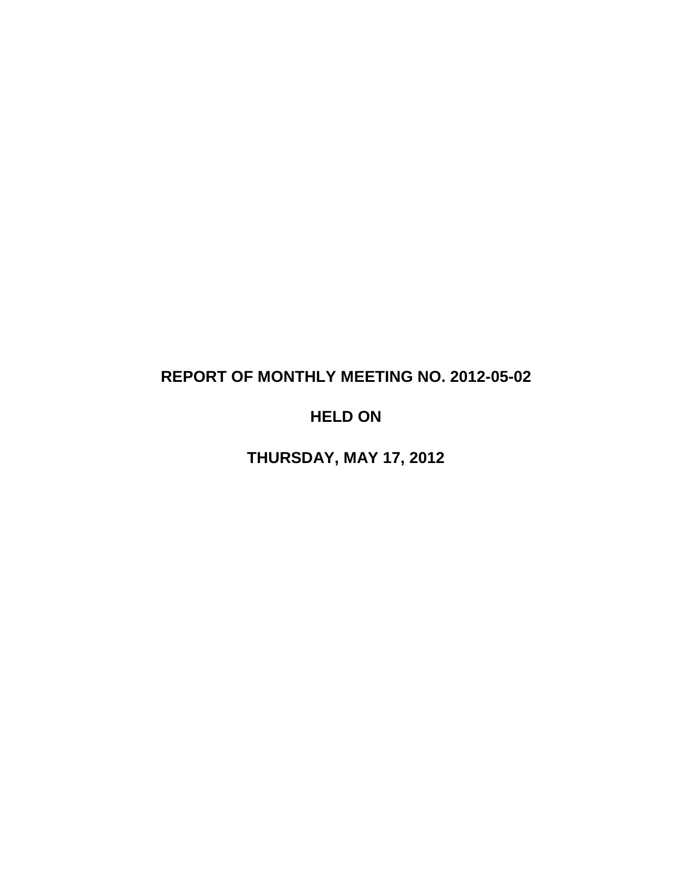# REPORT OF MONTHLY MEETING NO. 2012-05-02

## HELD ON

## THURSDAY, MAY 17, 2012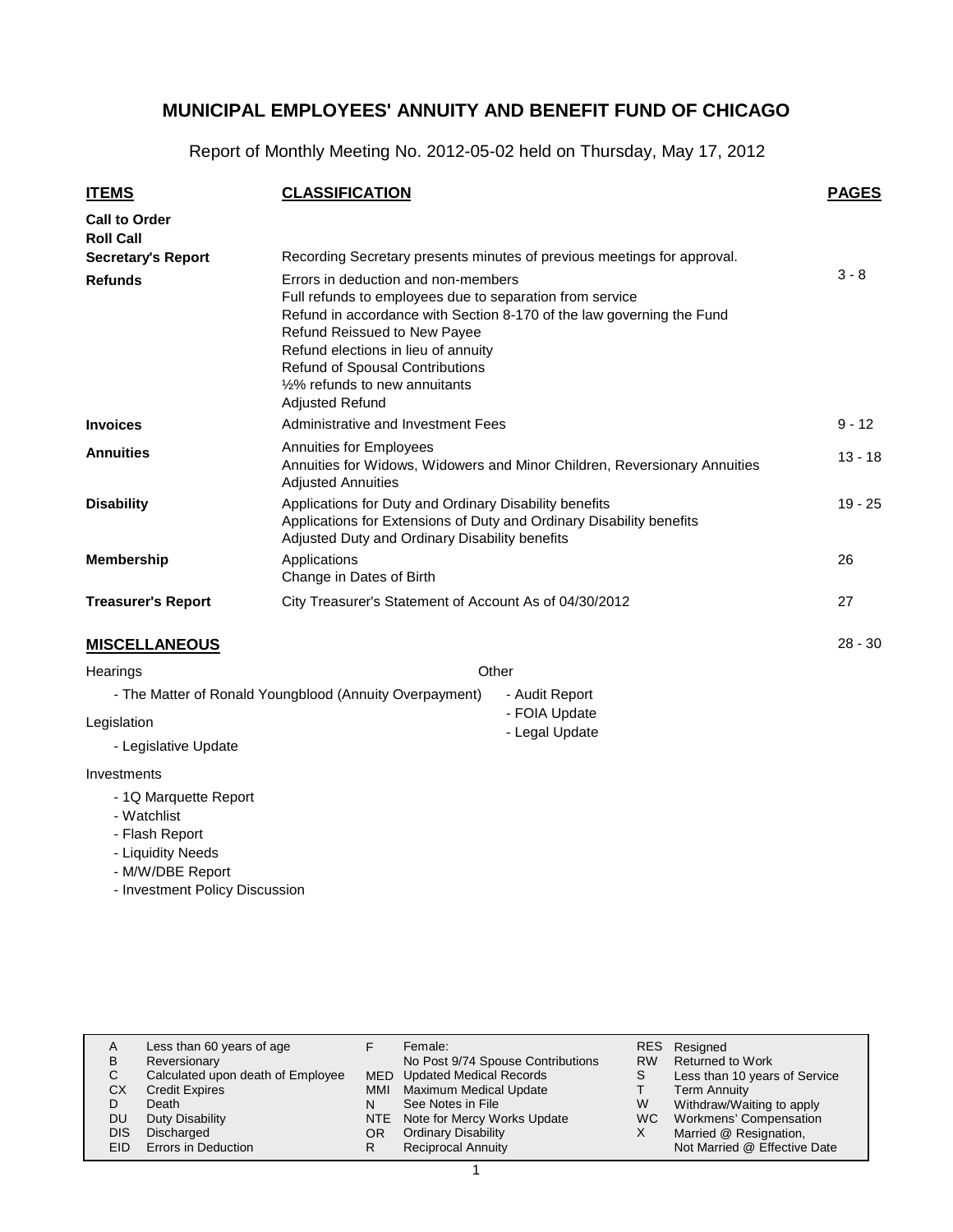# MUNICIPAL EMPLOYEES' ANNUITY AND BENEFIT FUND OF CHICAGO

Report of Monthly Meeting No. 2012-05-02 held on Thursday, May 17, 2012

| ITEMS | CLASSIFICATION | PAGES |
|---|---|---|
| **Call to Order** | | |
| **Roll Call** | | |
| **Secretary's Report** | Recording Secretary presents minutes of previous meetings for approval. | |
| **Refunds** | Errors in deduction and non-members<br>Full refunds to employees due to separation from service<br>Refund in accordance with Section 8-170 of the law governing the Fund<br>Refund Reissued to New Payee<br>Refund elections in lieu of annuity<br>Refund of Spousal Contributions<br>½% refunds to new annuitants<br>Adjusted Refund | 3 - 8 |
| **Invoices** | Administrative and Investment Fees | 9 - 12 |
| **Annuities** | Annuities for Employees<br>Annuities for Widows, Widowers and Minor Children, Reversionary Annuities<br>Adjusted Annuities | 13 - 18 |
| **Disability** | Applications for Duty and Ordinary Disability benefits<br>Applications for Extensions of Duty and Ordinary Disability benefits<br>Adjusted Duty and Ordinary Disability benefits | 19 - 25 |
| **Membership** | Applications<br>Change in Dates of Birth | 26 |
| **Treasurer's Report** | City Treasurer's Statement of Account As of 04/30/2012 | 27 |

## MISCELLANEOUS

28 - 30

Hearings

- The Matter of Ronald Youngblood (Annuity Overpayment)

Legislation

- Legislative Update

Investments

- 1Q Marquette Report
- Watchlist
- Flash Report
- Liquidity Needs
- M/W/DBE Report
- Investment Policy Discussion

Other

- Audit Report
- FOIA Update
- Legal Update

| | | | | | |
|---|---|---|---|---|---|
| A | Less than 60 years of age | F | Female: No Post 9/74 Spouse Contributions | RES | Resigned |
| B | Reversionary | MED | Updated Medical Records | RW | Returned to Work |
| C | Calculated upon death of Employee | MMI | Maximum Medical Update | S | Less than 10 years of Service |
| CX | Credit Expires | N | See Notes in File | T | Term Annuity |
| D | Death | NTE | Note for Mercy Works Update | W | Withdrawal/Waiting to apply |
| DU | Duty Disability | OR | Ordinary Disability | WC | Workmens' Compensation |
| DIS | Discharged | R | Reciprocal Annuity | X | Married @ Resignation, Not Married @ Effective Date |
| EID | Errors in Deduction | | | | |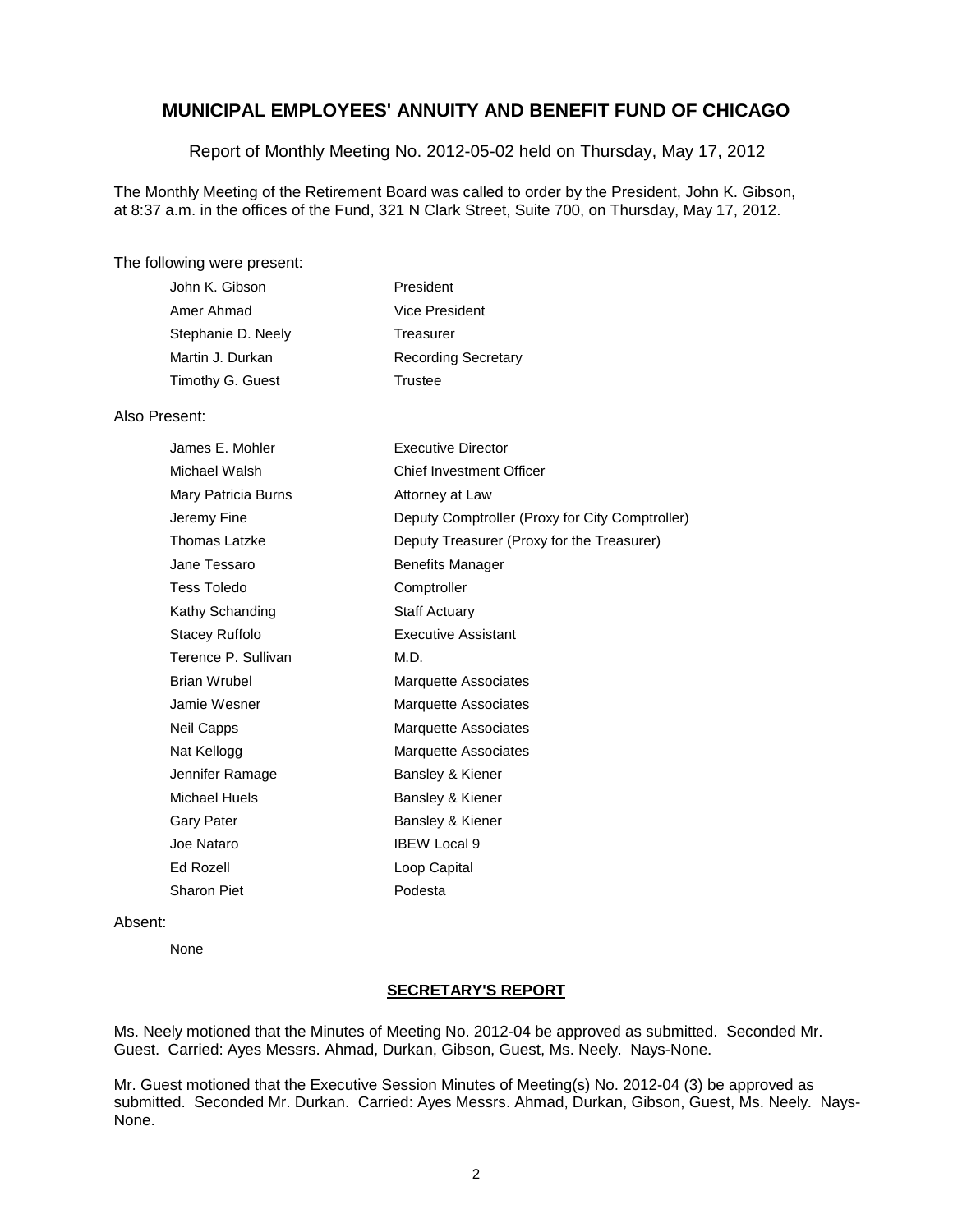# MUNICIPAL EMPLOYEES' ANNUITY AND BENEFIT FUND OF CHICAGO

Report of Monthly Meeting No. 2012-05-02 held on Thursday, May 17, 2012

The Monthly Meeting of the Retirement Board was called to order by the President, John K. Gibson, at 8:37 a.m. in the offices of the Fund, 321 N Clark Street, Suite 700, on Thursday, May 17, 2012.

The following were present:

| | |
|---|---|
| John K. Gibson | President |
| Amer Ahmad | Vice President |
| Stephanie D. Neely | Treasurer |
| Martin J. Durkan | Recording Secretary |
| Timothy G. Guest | Trustee |

Also Present:

| | |
|---|---|
| James E. Mohler | Executive Director |
| Michael Walsh | Chief Investment Officer |
| Mary Patricia Burns | Attorney at Law |
| Jeremy Fine | Deputy Comptroller (Proxy for City Comptroller) |
| Thomas Latzke | Deputy Treasurer (Proxy for the Treasurer) |
| Jane Tessaro | Benefits Manager |
| Tess Toledo | Comptroller |
| Kathy Schanding | Staff Actuary |
| Stacey Ruffolo | Executive Assistant |
| Terence P. Sullivan | M.D. |
| Brian Wrubel | Marquette Associates |
| Jamie Wesner | Marquette Associates |
| Neil Capps | Marquette Associates |
| Nat Kellogg | Marquette Associates |
| Jennifer Ramage | Bansley & Kiener |
| Michael Huels | Bansley & Kiener |
| Gary Pater | Bansley & Kiener |
| Joe Nataro | IBEW Local 9 |
| Ed Rozell | Loop Capital |
| Sharon Piet | Podesta |

Absent:

None

## SECRETARY'S REPORT

Ms. Neely motioned that the Minutes of Meeting No. 2012-04 be approved as submitted. Seconded Mr. Guest. Carried: Ayes Messrs. Ahmad, Durkan, Gibson, Guest, Ms. Neely. Nays-None.

Mr. Guest motioned that the Executive Session Minutes of Meeting(s) No. 2012-04 (3) be approved as submitted. Seconded Mr. Durkan. Carried: Ayes Messrs. Ahmad, Durkan, Gibson, Guest, Ms. Neely. Nays-None.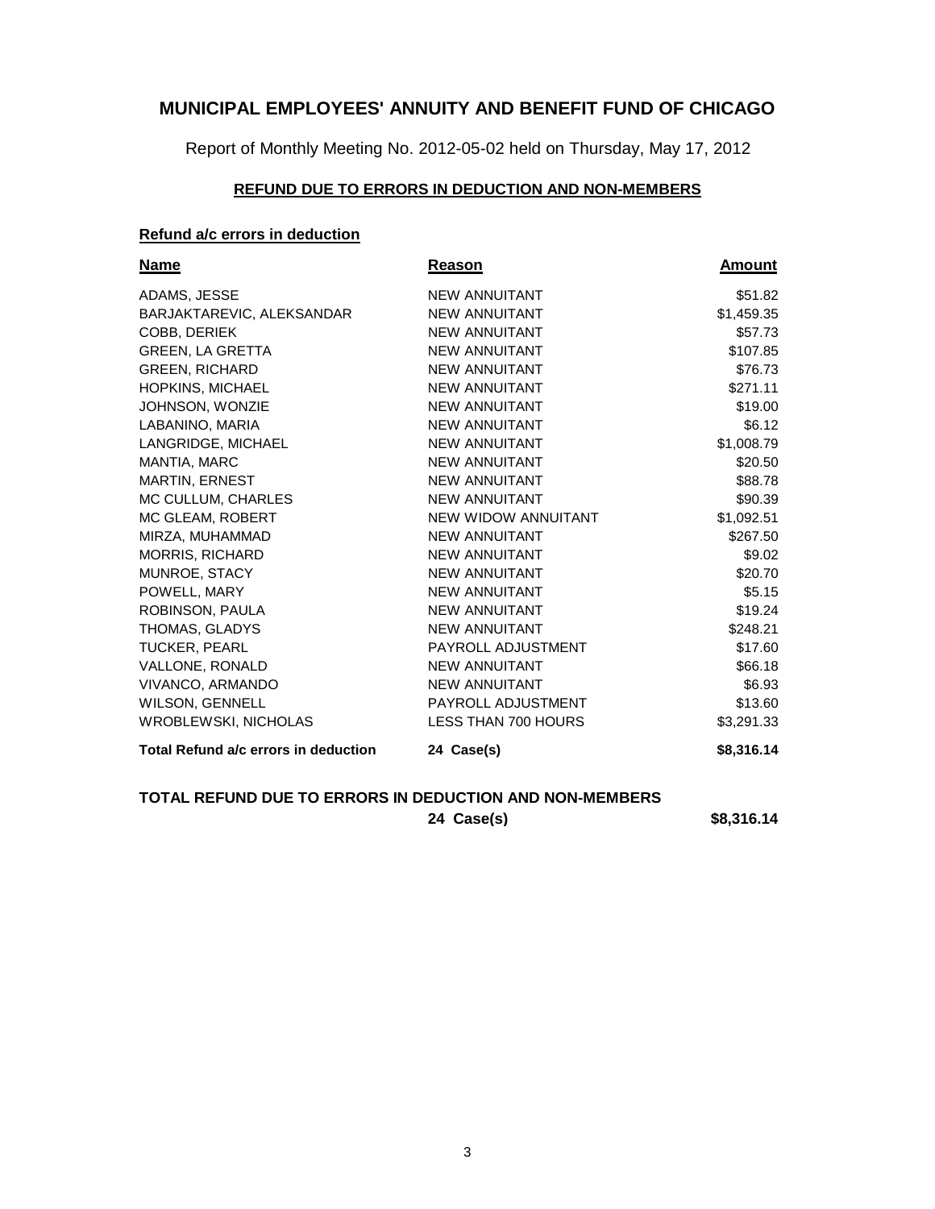# MUNICIPAL EMPLOYEES' ANNUITY AND BENEFIT FUND OF CHICAGO

Report of Monthly Meeting No. 2012-05-02 held on Thursday, May 17, 2012

## REFUND DUE TO ERRORS IN DEDUCTION AND NON-MEMBERS

### Refund a/c errors in deduction

| Name | Reason | Amount |
|---|---|---|
| ADAMS, JESSE | NEW ANNUITANT | $51.82 |
| BARJAKTAREVIC, ALEKSANDAR | NEW ANNUITANT | $1,459.35 |
| COBB, DERIEK | NEW ANNUITANT | $57.73 |
| GREEN, LA GRETTA | NEW ANNUITANT | $107.85 |
| GREEN, RICHARD | NEW ANNUITANT | $76.73 |
| HOPKINS, MICHAEL | NEW ANNUITANT | $271.11 |
| JOHNSON, WONZIE | NEW ANNUITANT | $19.00 |
| LABANINO, MARIA | NEW ANNUITANT | $6.12 |
| LANGRIDGE, MICHAEL | NEW ANNUITANT | $1,008.79 |
| MANTIA, MARC | NEW ANNUITANT | $20.50 |
| MARTIN, ERNEST | NEW ANNUITANT | $88.78 |
| MC CULLUM, CHARLES | NEW ANNUITANT | $90.39 |
| MC GLEAM, ROBERT | NEW WIDOW ANNUITANT | $1,092.51 |
| MIRZA, MUHAMMAD | NEW ANNUITANT | $267.50 |
| MORRIS, RICHARD | NEW ANNUITANT | $9.02 |
| MUNROE, STACY | NEW ANNUITANT | $20.70 |
| POWELL, MARY | NEW ANNUITANT | $5.15 |
| ROBINSON, PAULA | NEW ANNUITANT | $19.24 |
| THOMAS, GLADYS | NEW ANNUITANT | $248.21 |
| TUCKER, PEARL | PAYROLL ADJUSTMENT | $17.60 |
| VALLONE, RONALD | NEW ANNUITANT | $66.18 |
| VIVANCO, ARMANDO | NEW ANNUITANT | $6.93 |
| WILSON, GENNELL | PAYROLL ADJUSTMENT | $13.60 |
| WROBLEWSKI, NICHOLAS | LESS THAN 700 HOURS | $3,291.33 |
| **Total Refund a/c errors in deduction** | **24 Case(s)** | **$8,316.14** |

**TOTAL REFUND DUE TO ERRORS IN DEDUCTION AND NON-MEMBERS**

**24 Case(s) $8,316.14**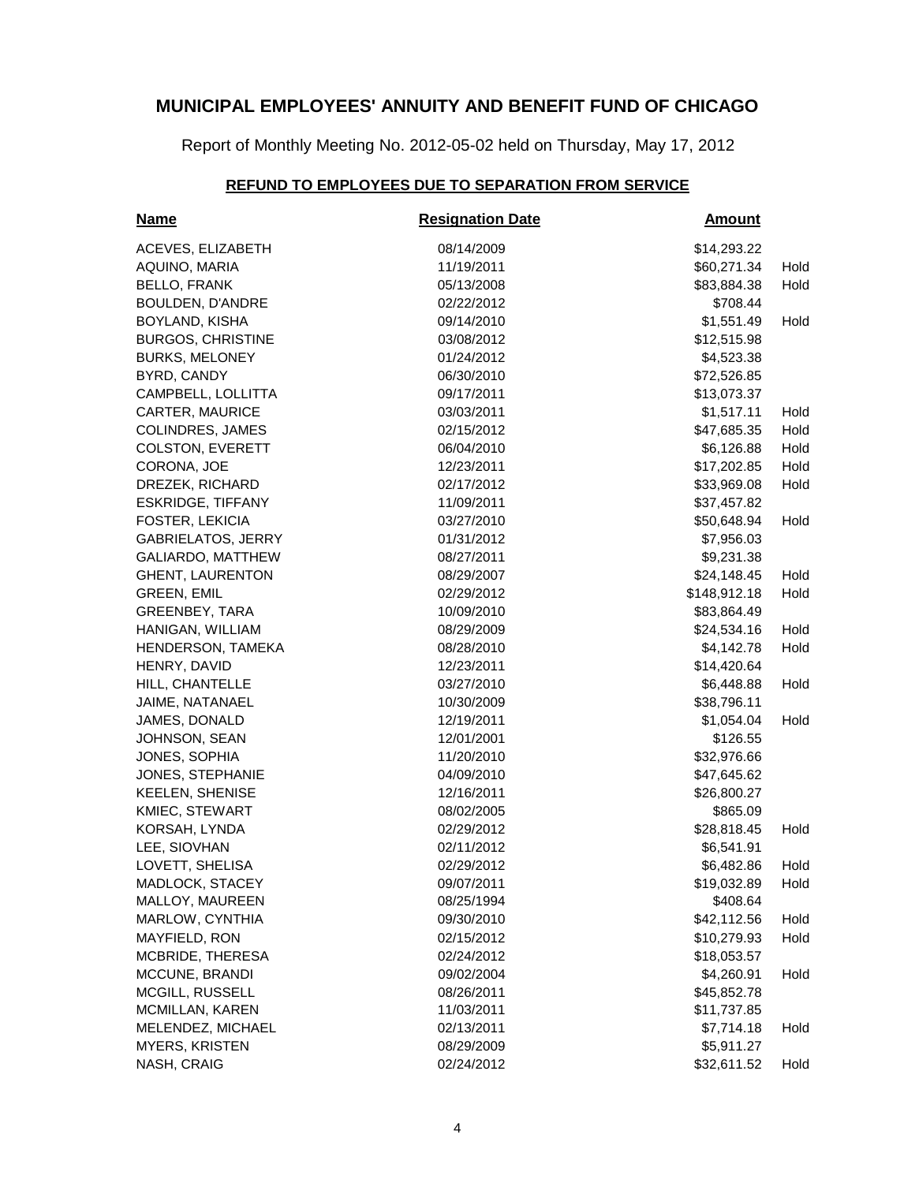## MUNICIPAL EMPLOYEES' ANNUITY AND BENEFIT FUND OF CHICAGO

Report of Monthly Meeting No. 2012-05-02 held on Thursday, May 17, 2012

### REFUND TO EMPLOYEES DUE TO SEPARATION FROM SERVICE

| Name | Resignation Date | Amount | |
|---|---|---|---|
| ACEVES, ELIZABETH | 08/14/2009 | $14,293.22 | |
| AQUINO, MARIA | 11/19/2011 | $60,271.34 | Hold |
| BELLO, FRANK | 05/13/2008 | $83,884.38 | Hold |
| BOULDEN, D'ANDRE | 02/22/2012 | $708.44 | |
| BOYLAND, KISHA | 09/14/2010 | $1,551.49 | Hold |
| BURGOS, CHRISTINE | 03/08/2012 | $12,515.98 | |
| BURKS, MELONEY | 01/24/2012 | $4,523.38 | |
| BYRD, CANDY | 06/30/2010 | $72,526.85 | |
| CAMPBELL, LOLLITTA | 09/17/2011 | $13,073.37 | |
| CARTER, MAURICE | 03/03/2011 | $1,517.11 | Hold |
| COLINDRES, JAMES | 02/15/2012 | $47,685.35 | Hold |
| COLSTON, EVERETT | 06/04/2010 | $6,126.88 | Hold |
| CORONA, JOE | 12/23/2011 | $17,202.85 | Hold |
| DREZEK, RICHARD | 02/17/2012 | $33,969.08 | Hold |
| ESKRIDGE, TIFFANY | 11/09/2011 | $37,457.82 | |
| FOSTER, LEKICIA | 03/27/2010 | $50,648.94 | Hold |
| GABRIELATOS, JERRY | 01/31/2012 | $7,956.03 | |
| GALIARDO, MATTHEW | 08/27/2011 | $9,231.38 | |
| GHENT, LAURENTON | 08/29/2007 | $24,148.45 | Hold |
| GREEN, EMIL | 02/29/2012 | $148,912.18 | Hold |
| GREENBEY, TARA | 10/09/2010 | $83,864.49 | |
| HANIGAN, WILLIAM | 08/29/2009 | $24,534.16 | Hold |
| HENDERSON, TAMEKA | 08/28/2010 | $4,142.78 | Hold |
| HENRY, DAVID | 12/23/2011 | $14,420.64 | |
| HILL, CHANTELLE | 03/27/2010 | $6,448.88 | Hold |
| JAIME, NATANAEL | 10/30/2009 | $38,796.11 | |
| JAMES, DONALD | 12/19/2011 | $1,054.04 | Hold |
| JOHNSON, SEAN | 12/01/2001 | $126.55 | |
| JONES, SOPHIA | 11/20/2010 | $32,976.66 | |
| JONES, STEPHANIE | 04/09/2010 | $47,645.62 | |
| KEELEN, SHENISE | 12/16/2011 | $26,800.27 | |
| KMIEC, STEWART | 08/02/2005 | $865.09 | |
| KORSAH, LYNDA | 02/29/2012 | $28,818.45 | Hold |
| LEE, SIOVHAN | 02/11/2012 | $6,541.91 | |
| LOVETT, SHELISA | 02/29/2012 | $6,482.86 | Hold |
| MADLOCK, STACEY | 09/07/2011 | $19,032.89 | Hold |
| MALLOY, MAUREEN | 08/25/1994 | $408.64 | |
| MARLOW, CYNTHIA | 09/30/2010 | $42,112.56 | Hold |
| MAYFIELD, RON | 02/15/2012 | $10,279.93 | Hold |
| MCBRIDE, THERESA | 02/24/2012 | $18,053.57 | |
| MCCUNE, BRANDI | 09/02/2004 | $4,260.91 | Hold |
| MCGILL, RUSSELL | 08/26/2011 | $45,852.78 | |
| MCMILLAN, KAREN | 11/03/2011 | $11,737.85 | |
| MELENDEZ, MICHAEL | 02/13/2011 | $7,714.18 | Hold |
| MYERS, KRISTEN | 08/29/2009 | $5,911.27 | |
| NASH, CRAIG | 02/24/2012 | $32,611.52 | Hold |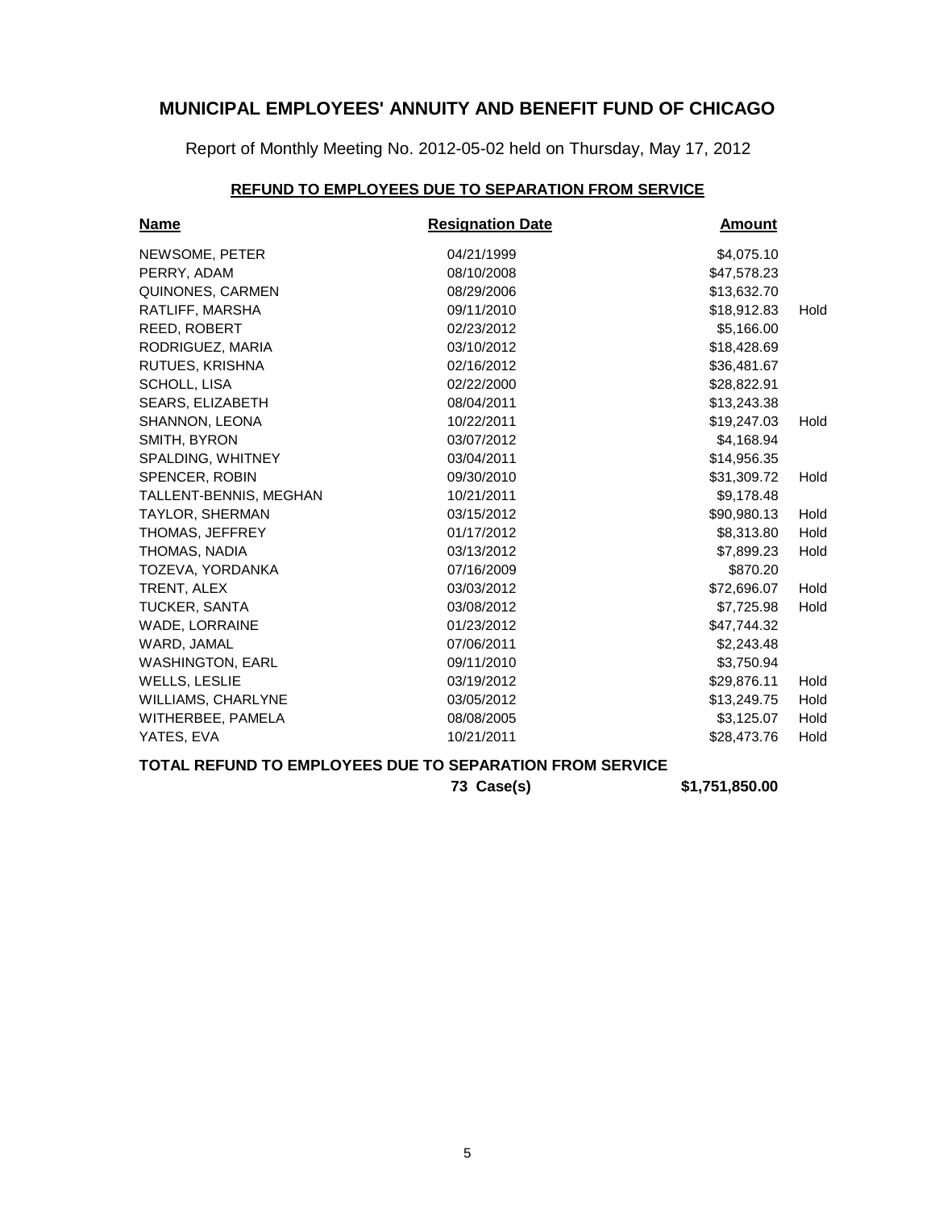# MUNICIPAL EMPLOYEES' ANNUITY AND BENEFIT FUND OF CHICAGO

Report of Monthly Meeting No. 2012-05-02 held on Thursday, May 17, 2012

## REFUND TO EMPLOYEES DUE TO SEPARATION FROM SERVICE

| Name | Resignation Date | Amount | |
|---|---|---|---|
| NEWSOME, PETER | 04/21/1999 | $4,075.10 | |
| PERRY, ADAM | 08/10/2008 | $47,578.23 | |
| QUINONES, CARMEN | 08/29/2006 | $13,632.70 | |
| RATLIFF, MARSHA | 09/11/2010 | $18,912.83 | Hold |
| REED, ROBERT | 02/23/2012 | $5,166.00 | |
| RODRIGUEZ, MARIA | 03/10/2012 | $18,428.69 | |
| RUTUES, KRISHNA | 02/16/2012 | $36,481.67 | |
| SCHOLL, LISA | 02/22/2000 | $28,822.91 | |
| SEARS, ELIZABETH | 08/04/2011 | $13,243.38 | |
| SHANNON, LEONA | 10/22/2011 | $19,247.03 | Hold |
| SMITH, BYRON | 03/07/2012 | $4,168.94 | |
| SPALDING, WHITNEY | 03/04/2011 | $14,956.35 | |
| SPENCER, ROBIN | 09/30/2010 | $31,309.72 | Hold |
| TALLENT-BENNIS, MEGHAN | 10/21/2011 | $9,178.48 | |
| TAYLOR, SHERMAN | 03/15/2012 | $90,980.13 | Hold |
| THOMAS, JEFFREY | 01/17/2012 | $8,313.80 | Hold |
| THOMAS, NADIA | 03/13/2012 | $7,899.23 | Hold |
| TOZEVA, YORDANKA | 07/16/2009 | $870.20 | |
| TRENT, ALEX | 03/03/2012 | $72,696.07 | Hold |
| TUCKER, SANTA | 03/08/2012 | $7,725.98 | Hold |
| WADE, LORRAINE | 01/23/2012 | $47,744.32 | |
| WARD, JAMAL | 07/06/2011 | $2,243.48 | |
| WASHINGTON, EARL | 09/11/2010 | $3,750.94 | |
| WELLS, LESLIE | 03/19/2012 | $29,876.11 | Hold |
| WILLIAMS, CHARLYNE | 03/05/2012 | $13,249.75 | Hold |
| WITHERBEE, PAMELA | 08/08/2005 | $3,125.07 | Hold |
| YATES, EVA | 10/21/2011 | $28,473.76 | Hold |

**TOTAL REFUND TO EMPLOYEES DUE TO SEPARATION FROM SERVICE**

**73 Case(s) $1,751,850.00**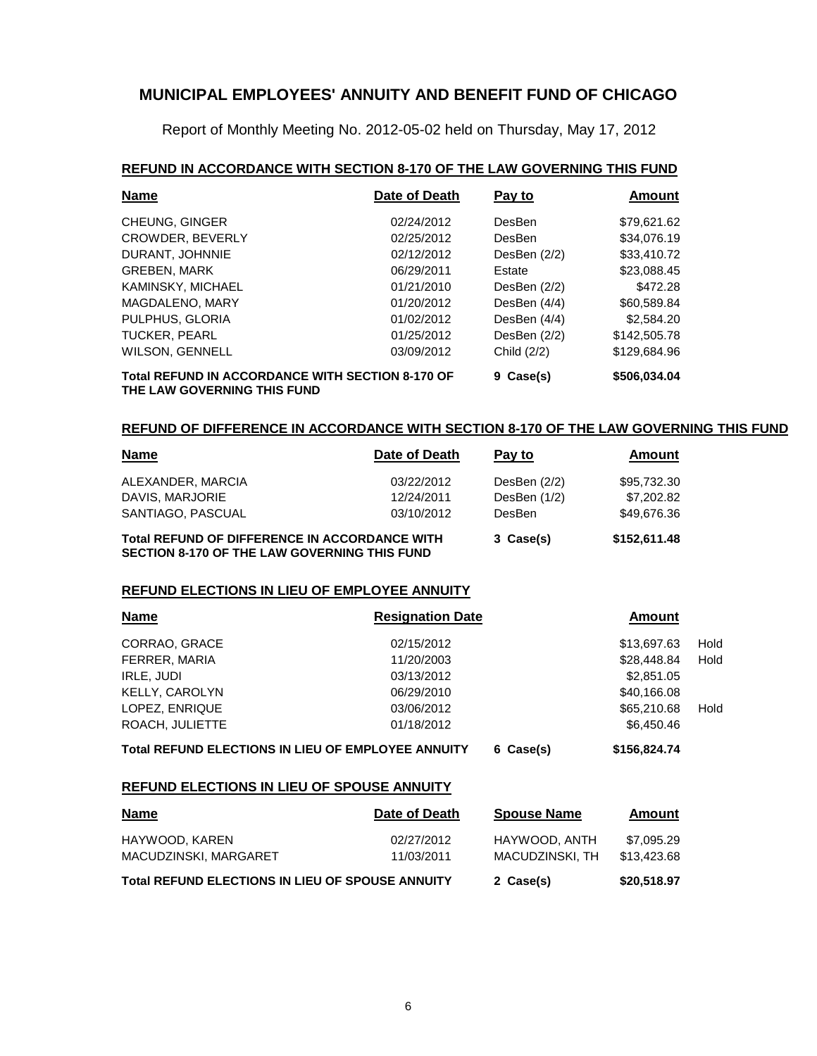# MUNICIPAL EMPLOYEES' ANNUITY AND BENEFIT FUND OF CHICAGO

Report of Monthly Meeting No. 2012-05-02 held on Thursday, May 17, 2012

## REFUND IN ACCORDANCE WITH SECTION 8-170 OF THE LAW GOVERNING THIS FUND

| Name | Date of Death | Pay to | Amount |
|---|---|---|---|
| CHEUNG, GINGER | 02/24/2012 | DesBen | $79,621.62 |
| CROWDER, BEVERLY | 02/25/2012 | DesBen | $34,076.19 |
| DURANT, JOHNNIE | 02/12/2012 | DesBen (2/2) | $33,410.72 |
| GREBEN, MARK | 06/29/2011 | Estate | $23,088.45 |
| KAMINSKY, MICHAEL | 01/21/2010 | DesBen (2/2) | $472.28 |
| MAGDALENO, MARY | 01/20/2012 | DesBen (4/4) | $60,589.84 |
| PULPHUS, GLORIA | 01/02/2012 | DesBen (4/4) | $2,584.20 |
| TUCKER, PEARL | 01/25/2012 | DesBen (2/2) | $142,505.78 |
| WILSON, GENNELL | 03/09/2012 | Child (2/2) | $129,684.96 |
| **Total REFUND IN ACCORDANCE WITH SECTION 8-170 OF THE LAW GOVERNING THIS FUND** | | **9 Case(s)** | **$506,034.04** |

## REFUND OF DIFFERENCE IN ACCORDANCE WITH SECTION 8-170 OF THE LAW GOVERNING THIS FUND

| Name | Date of Death | Pay to | Amount |
|---|---|---|---|
| ALEXANDER, MARCIA | 03/22/2012 | DesBen (2/2) | $95,732.30 |
| DAVIS, MARJORIE | 12/24/2011 | DesBen (1/2) | $7,202.82 |
| SANTIAGO, PASCUAL | 03/10/2012 | DesBen | $49,676.36 |
| **Total REFUND OF DIFFERENCE IN ACCORDANCE WITH SECTION 8-170 OF THE LAW GOVERNING THIS FUND** | | **3 Case(s)** | **$152,611.48** |

## REFUND ELECTIONS IN LIEU OF EMPLOYEE ANNUITY

| Name | Resignation Date | | Amount | |
|---|---|---|---|---|
| CORRAO, GRACE | 02/15/2012 | | $13,697.63 | Hold |
| FERRER, MARIA | 11/20/2003 | | $28,448.84 | Hold |
| IRLE, JUDI | 03/13/2012 | | $2,851.05 | |
| KELLY, CAROLYN | 06/29/2010 | | $40,166.08 | |
| LOPEZ, ENRIQUE | 03/06/2012 | | $65,210.68 | Hold |
| ROACH, JULIETTE | 01/18/2012 | | $6,450.46 | |
| **Total REFUND ELECTIONS IN LIEU OF EMPLOYEE ANNUITY** | | **6 Case(s)** | **$156,824.74** | |

## REFUND ELECTIONS IN LIEU OF SPOUSE ANNUITY

| Name | Date of Death | Spouse Name | Amount |
|---|---|---|---|
| HAYWOOD, KAREN | 02/27/2012 | HAYWOOD, ANTH | $7,095.29 |
| MACUDZINSKI, MARGARET | 11/03/2011 | MACUDZINSKI, TH | $13,423.68 |
| **Total REFUND ELECTIONS IN LIEU OF SPOUSE ANNUITY** | | **2 Case(s)** | **$20,518.97** |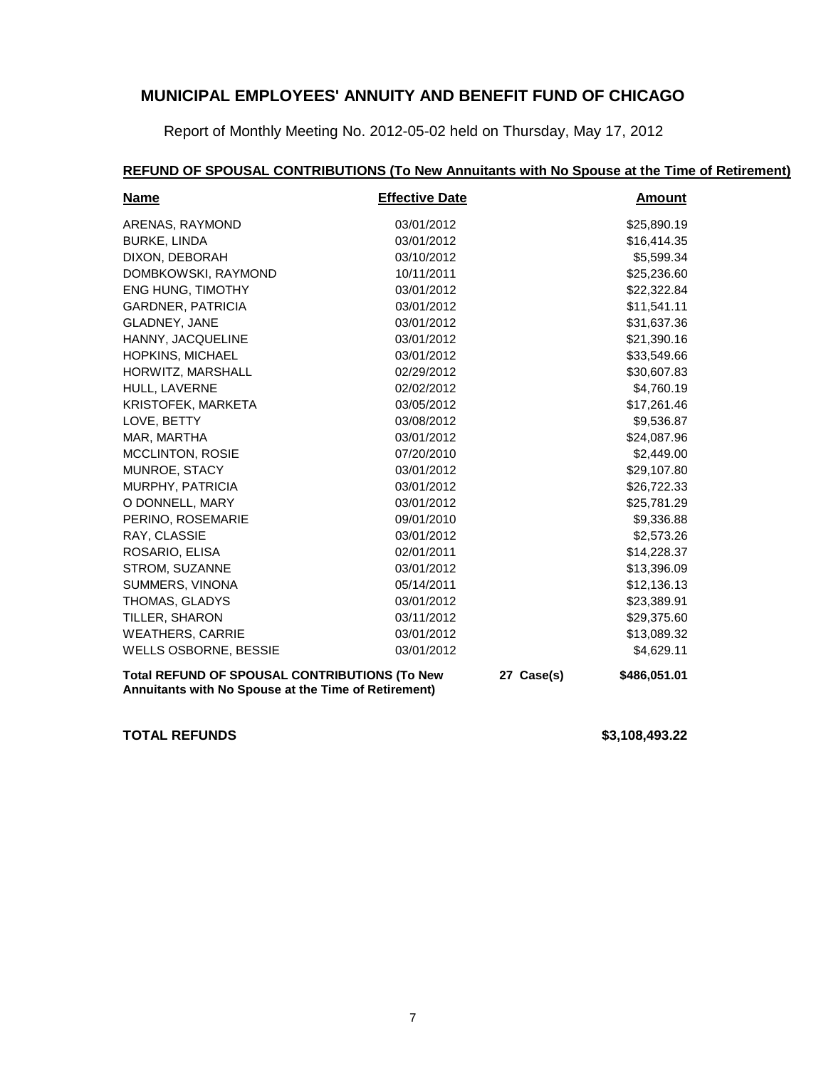# MUNICIPAL EMPLOYEES' ANNUITY AND BENEFIT FUND OF CHICAGO

Report of Monthly Meeting No. 2012-05-02 held on Thursday, May 17, 2012

## REFUND OF SPOUSAL CONTRIBUTIONS (To New Annuitants with No Spouse at the Time of Retirement)

| Name | Effective Date | | Amount |
|---|---|---|---|
| ARENAS, RAYMOND | 03/01/2012 | | $25,890.19 |
| BURKE, LINDA | 03/01/2012 | | $16,414.35 |
| DIXON, DEBORAH | 03/10/2012 | | $5,599.34 |
| DOMBKOWSKI, RAYMOND | 10/11/2011 | | $25,236.60 |
| ENG HUNG, TIMOTHY | 03/01/2012 | | $22,322.84 |
| GARDNER, PATRICIA | 03/01/2012 | | $11,541.11 |
| GLADNEY, JANE | 03/01/2012 | | $31,637.36 |
| HANNY, JACQUELINE | 03/01/2012 | | $21,390.16 |
| HOPKINS, MICHAEL | 03/01/2012 | | $33,549.66 |
| HORWITZ, MARSHALL | 02/29/2012 | | $30,607.83 |
| HULL, LAVERNE | 02/02/2012 | | $4,760.19 |
| KRISTOFEK, MARKETA | 03/05/2012 | | $17,261.46 |
| LOVE, BETTY | 03/08/2012 | | $9,536.87 |
| MAR, MARTHA | 03/01/2012 | | $24,087.96 |
| MCCLINTON, ROSIE | 07/20/2010 | | $2,449.00 |
| MUNROE, STACY | 03/01/2012 | | $29,107.80 |
| MURPHY, PATRICIA | 03/01/2012 | | $26,722.33 |
| O DONNELL, MARY | 03/01/2012 | | $25,781.29 |
| PERINO, ROSEMARIE | 09/01/2010 | | $9,336.88 |
| RAY, CLASSIE | 03/01/2012 | | $2,573.26 |
| ROSARIO, ELISA | 02/01/2011 | | $14,228.37 |
| STROM, SUZANNE | 03/01/2012 | | $13,396.09 |
| SUMMERS, VINONA | 05/14/2011 | | $12,136.13 |
| THOMAS, GLADYS | 03/01/2012 | | $23,389.91 |
| TILLER, SHARON | 03/11/2012 | | $29,375.60 |
| WEATHERS, CARRIE | 03/01/2012 | | $13,089.32 |
| WELLS OSBORNE, BESSIE | 03/01/2012 | | $4,629.11 |
| **Total REFUND OF SPOUSAL CONTRIBUTIONS (To New Annuitants with No Spouse at the Time of Retirement)** | | **27 Case(s)** | **$486,051.01** |

**TOTAL REFUNDS** **$3,108,493.22**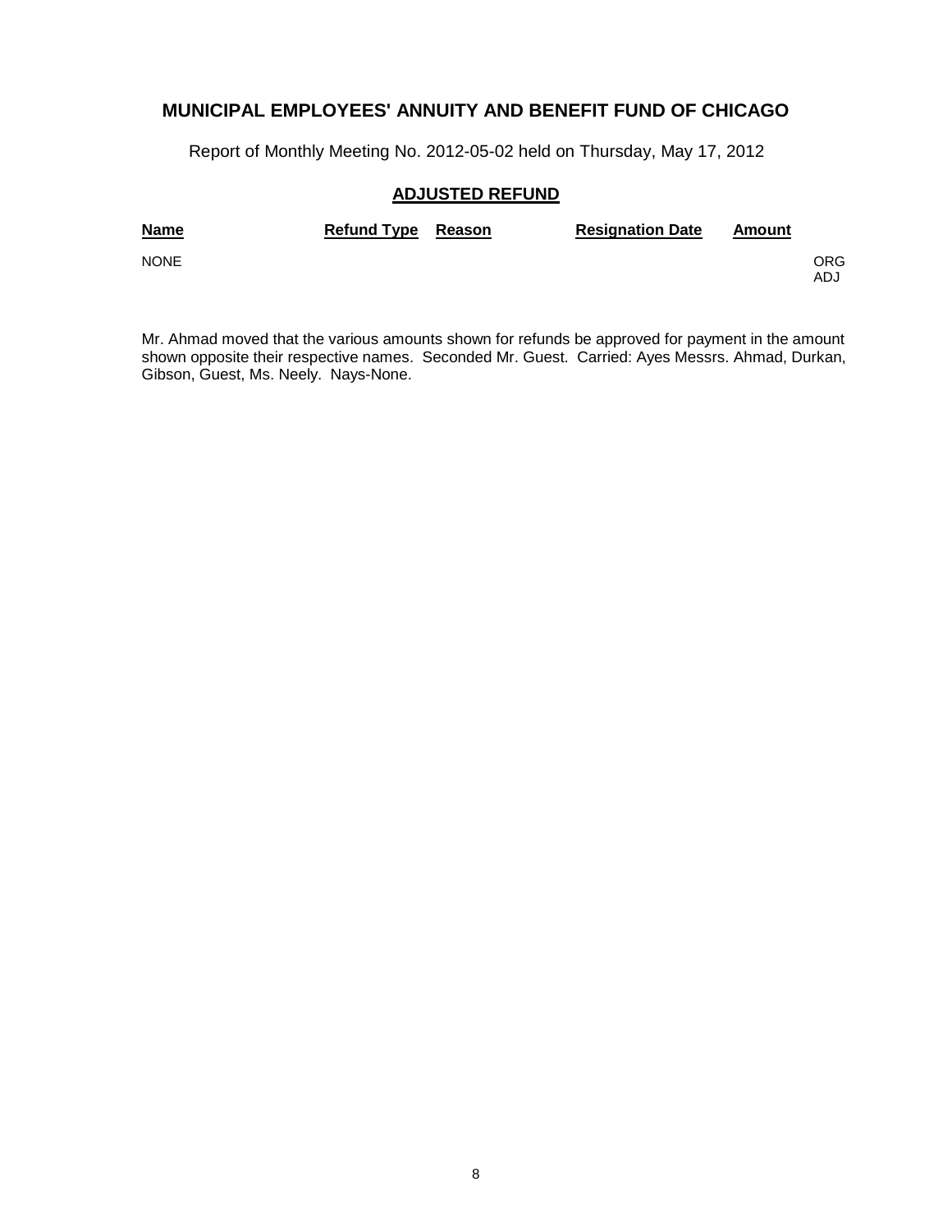## MUNICIPAL EMPLOYEES' ANNUITY AND BENEFIT FUND OF CHICAGO

Report of Monthly Meeting No. 2012-05-02 held on Thursday, May 17, 2012

### ADJUSTED REFUND

| Name | Refund Type | Reason | Resignation Date | Amount | |
|---|---|---|---|---|---|
| NONE | | | | | ORG ADJ |

Mr. Ahmad moved that the various amounts shown for refunds be approved for payment in the amount shown opposite their respective names. Seconded Mr. Guest. Carried: Ayes Messrs. Ahmad, Durkan, Gibson, Guest, Ms. Neely. Nays-None.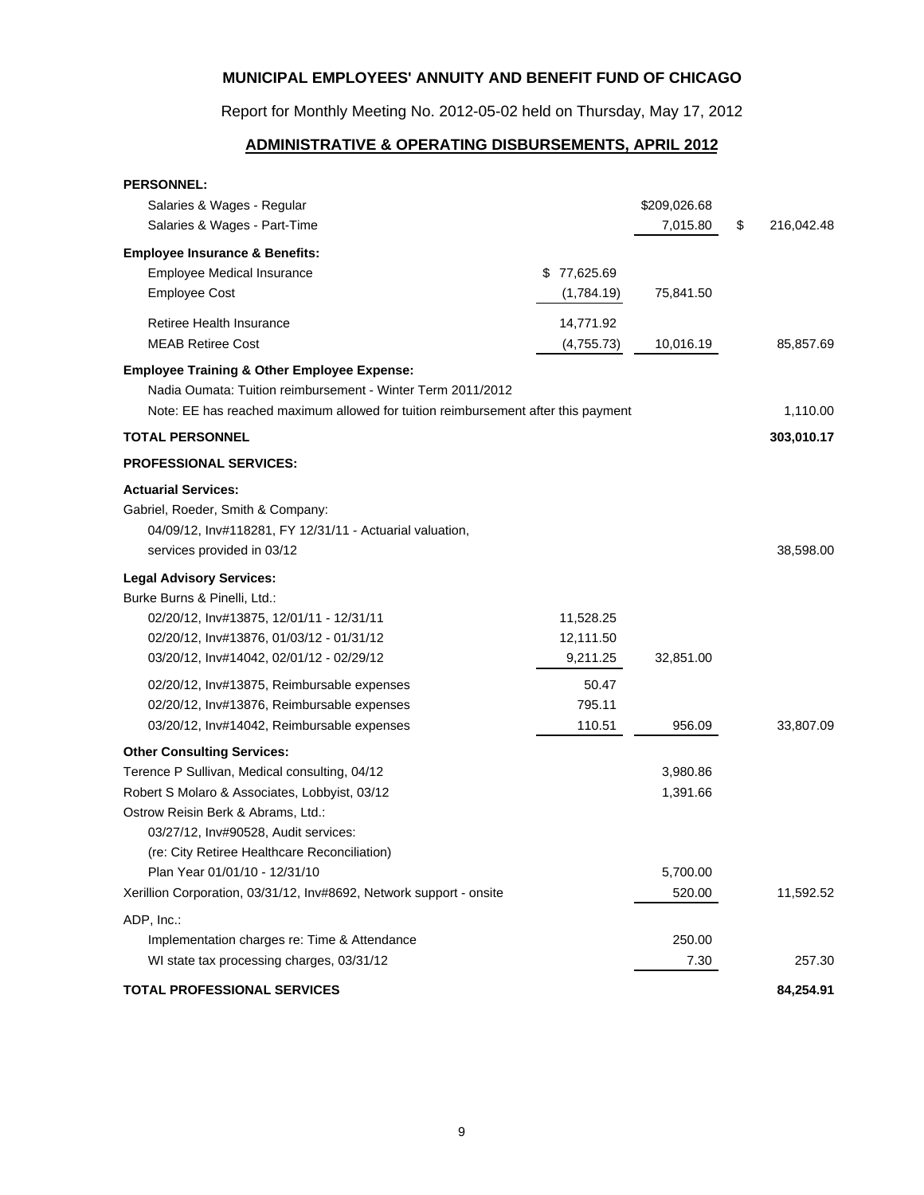**MUNICIPAL EMPLOYEES' ANNUITY AND BENEFIT FUND OF CHICAGO**

Report for Monthly Meeting No. 2012-05-02 held on Thursday, May 17, 2012

**ADMINISTRATIVE & OPERATING DISBURSEMENTS, APRIL 2012**

| | | | |
|---|---|---|---|
| **PERSONNEL:** | | | |
| Salaries & Wages - Regular | | $209,026.68 | |
| Salaries & Wages - Part-Time | | 7,015.80 | $ 216,042.48 |
| **Employee Insurance & Benefits:** | | | |
| Employee Medical Insurance | $ 77,625.69 | | |
| Employee Cost | (1,784.19) | 75,841.50 | |
| Retiree Health Insurance | 14,771.92 | | |
| MEAB Retiree Cost | (4,755.73) | 10,016.19 | 85,857.69 |
| **Employee Training & Other Employee Expense:** | | | |
| Nadia Oumata: Tuition reimbursement - Winter Term 2011/2012 | | | |
| Note: EE has reached maximum allowed for tuition reimbursement after this payment | | | 1,110.00 |
| **TOTAL PERSONNEL** | | | **303,010.17** |
| **PROFESSIONAL SERVICES:** | | | |
| **Actuarial Services:** | | | |
| Gabriel, Roeder, Smith & Company: | | | |
| 04/09/12, Inv#118281, FY 12/31/11 - Actuarial valuation, services provided in 03/12 | | | 38,598.00 |
| **Legal Advisory Services:** | | | |
| Burke Burns & Pinelli, Ltd.: | | | |
| 02/20/12, Inv#13875, 12/01/11 - 12/31/11 | 11,528.25 | | |
| 02/20/12, Inv#13876, 01/03/12 - 01/31/12 | 12,111.50 | | |
| 03/20/12, Inv#14042, 02/01/12 - 02/29/12 | 9,211.25 | 32,851.00 | |
| 02/20/12, Inv#13875, Reimbursable expenses | 50.47 | | |
| 02/20/12, Inv#13876, Reimbursable expenses | 795.11 | | |
| 03/20/12, Inv#14042, Reimbursable expenses | 110.51 | 956.09 | 33,807.09 |
| **Other Consulting Services:** | | | |
| Terence P Sullivan, Medical consulting, 04/12 | | 3,980.86 | |
| Robert S Molaro & Associates, Lobbyist, 03/12 | | 1,391.66 | |
| Ostrow Reisin Berk & Abrams, Ltd.: | | | |
| 03/27/12, Inv#90528, Audit services: (re: City Retiree Healthcare Reconciliation) Plan Year 01/01/10 - 12/31/10 | | 5,700.00 | |
| Xerillion Corporation, 03/31/12, Inv#8692, Network support - onsite | | 520.00 | 11,592.52 |
| ADP, Inc.: | | | |
| Implementation charges re: Time & Attendance | | 250.00 | |
| WI state tax processing charges, 03/31/12 | | 7.30 | 257.30 |
| **TOTAL PROFESSIONAL SERVICES** | | | **84,254.91** |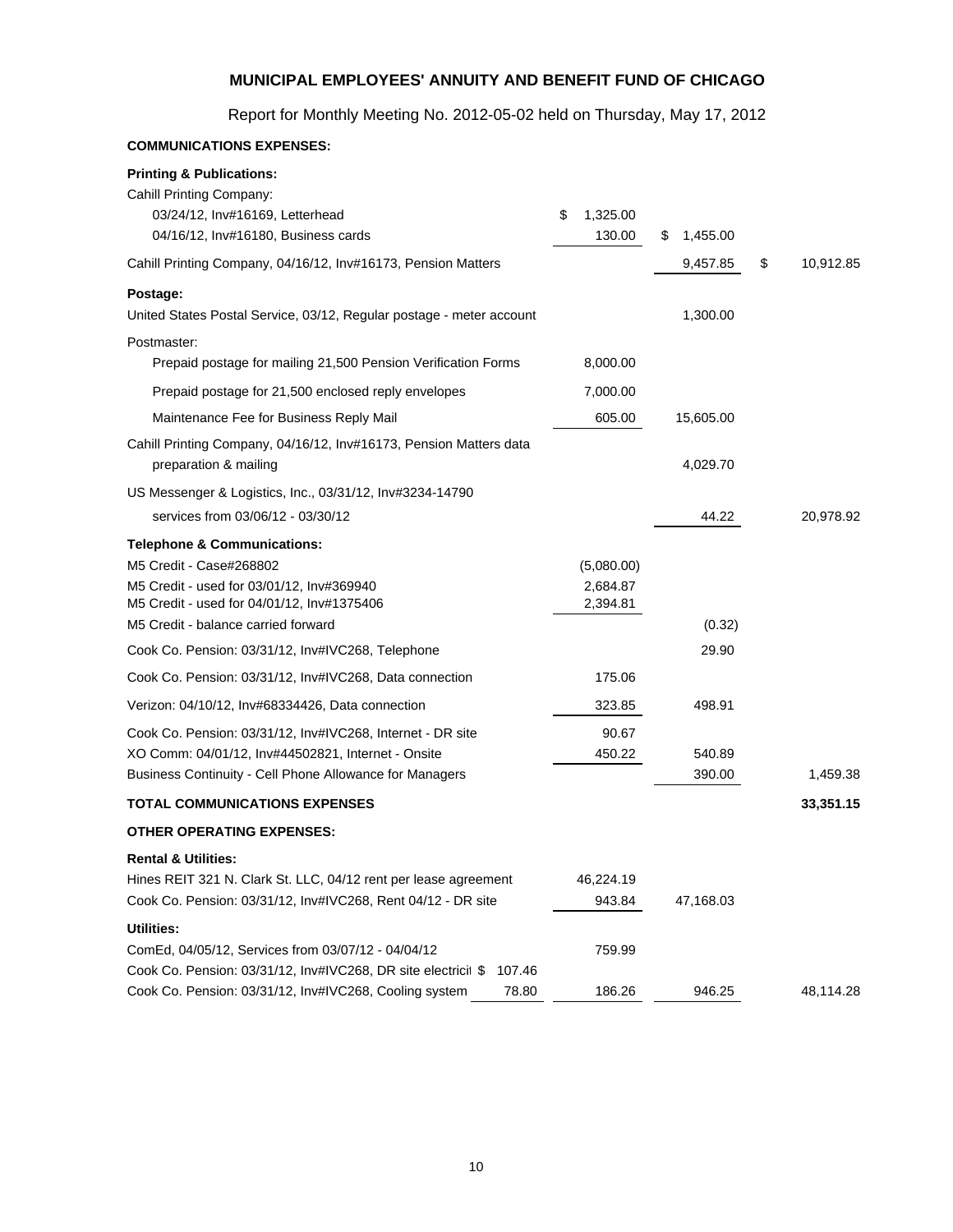## MUNICIPAL EMPLOYEES' ANNUITY AND BENEFIT FUND OF CHICAGO

Report for Monthly Meeting No. 2012-05-02 held on Thursday, May 17, 2012

**COMMUNICATIONS EXPENSES:**

| Description | | | | |
|---|---|---|---|---|
| **Printing & Publications:** | | | | |
| Cahill Printing Company: | | | | |
| 03/24/12, Inv#16169, Letterhead | | $ 1,325.00 | | |
| 04/16/12, Inv#16180, Business cards | | 130.00 | $ 1,455.00 | |
| Cahill Printing Company, 04/16/12, Inv#16173, Pension Matters | | | 9,457.85 | $ 10,912.85 |
| **Postage:** | | | | |
| United States Postal Service, 03/12, Regular postage - meter account | | | 1,300.00 | |
| Postmaster: | | | | |
| Prepaid postage for mailing 21,500 Pension Verification Forms | | 8,000.00 | | |
| Prepaid postage for 21,500 enclosed reply envelopes | | 7,000.00 | | |
| Maintenance Fee for Business Reply Mail | | 605.00 | 15,605.00 | |
| Cahill Printing Company, 04/16/12, Inv#16173, Pension Matters data preparation & mailing | | | 4,029.70 | |
| US Messenger & Logistics, Inc., 03/31/12, Inv#3234-14790 services from 03/06/12 - 03/30/12 | | | 44.22 | 20,978.92 |
| **Telephone & Communications:** | | | | |
| M5 Credit - Case#268802 | | (5,080.00) | | |
| M5 Credit - used for 03/01/12, Inv#369940 | | 2,684.87 | | |
| M5 Credit - used for 04/01/12, Inv#1375406 | | 2,394.81 | | |
| M5 Credit - balance carried forward | | | (0.32) | |
| Cook Co. Pension: 03/31/12, Inv#IVC268, Telephone | | | 29.90 | |
| Cook Co. Pension: 03/31/12, Inv#IVC268, Data connection | | 175.06 | | |
| Verizon: 04/10/12, Inv#68334426, Data connection | | 323.85 | 498.91 | |
| Cook Co. Pension: 03/31/12, Inv#IVC268, Internet - DR site | | 90.67 | | |
| XO Comm: 04/01/12, Inv#44502821, Internet - Onsite | | 450.22 | 540.89 | |
| Business Continuity - Cell Phone Allowance for Managers | | | 390.00 | 1,459.38 |
| **TOTAL COMMUNICATIONS EXPENSES** | | | | **33,351.15** |

**OTHER OPERATING EXPENSES:**

| Description | | | | |
|---|---|---|---|---|
| **Rental & Utilities:** | | | | |
| Hines REIT 321 N. Clark St. LLC, 04/12 rent per lease agreement | | 46,224.19 | | |
| Cook Co. Pension: 03/31/12, Inv#IVC268, Rent 04/12 - DR site | | 943.84 | 47,168.03 | |
| **Utilities:** | | | | |
| ComEd, 04/05/12, Services from 03/07/12 - 04/04/12 | | 759.99 | | |
| Cook Co. Pension: 03/31/12, Inv#IVC268, DR site electricit | $ 107.46 | | | |
| Cook Co. Pension: 03/31/12, Inv#IVC268, Cooling system | 78.80 | 186.26 | 946.25 | 48,114.28 |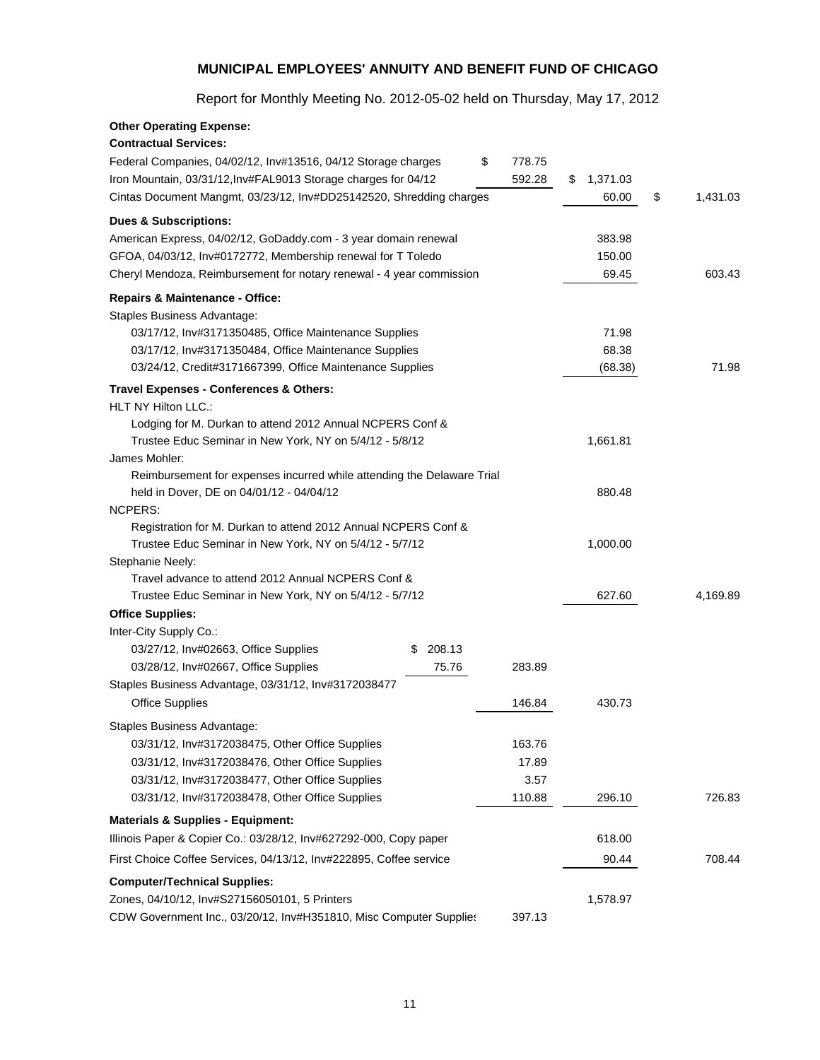**MUNICIPAL EMPLOYEES' ANNUITY AND BENEFIT FUND OF CHICAGO**

Report for Monthly Meeting No. 2012-05-02 held on Thursday, May 17, 2012

**Other Operating Expense:**

| Description | | | | |
|---|---|---|---|---|
| **Contractual Services:** | | | | |
| Federal Companies, 04/02/12, Inv#13516, 04/12 Storage charges | | $ 778.75 | | |
| Iron Mountain, 03/31/12,Inv#FAL9013 Storage charges for 04/12 | | 592.28 | $ 1,371.03 | |
| Cintas Document Mangmt, 03/23/12, Inv#DD25142520, Shredding charges | | | 60.00 | $ 1,431.03 |
| **Dues & Subscriptions:** | | | | |
| American Express, 04/02/12, GoDaddy.com - 3 year domain renewal | | | 383.98 | |
| GFOA, 04/03/12, Inv#0172772, Membership renewal for T Toledo | | | 150.00 | |
| Cheryl Mendoza, Reimbursement for notary renewal - 4 year commission | | | 69.45 | 603.43 |
| **Repairs & Maintenance - Office:** | | | | |
| Staples Business Advantage: | | | | |
| 03/17/12, Inv#3171350485, Office Maintenance Supplies | | | 71.98 | |
| 03/17/12, Inv#3171350484, Office Maintenance Supplies | | | 68.38 | |
| 03/24/12, Credit#3171667399, Office Maintenance Supplies | | | (68.38) | 71.98 |
| **Travel Expenses - Conferences & Others:** | | | | |
| HLT NY Hilton LLC.: | | | | |
| Lodging for M. Durkan to attend 2012 Annual NCPERS Conf & Trustee Educ Seminar in New York, NY on 5/4/12 - 5/8/12 | | | 1,661.81 | |
| James Mohler: | | | | |
| Reimbursement for expenses incurred while attending the Delaware Trial held in Dover, DE on 04/01/12 - 04/04/12 | | | 880.48 | |
| NCPERS: | | | | |
| Registration for M. Durkan to attend 2012 Annual NCPERS Conf & Trustee Educ Seminar in New York, NY on 5/4/12 - 5/7/12 | | | 1,000.00 | |
| Stephanie Neely: | | | | |
| Travel advance to attend 2012 Annual NCPERS Conf & Trustee Educ Seminar in New York, NY on 5/4/12 - 5/7/12 | | | 627.60 | 4,169.89 |
| **Office Supplies:** | | | | |
| Inter-City Supply Co.: | | | | |
| 03/27/12, Inv#02663, Office Supplies | $ 208.13 | | | |
| 03/28/12, Inv#02667, Office Supplies | 75.76 | 283.89 | | |
| Staples Business Advantage, 03/31/12, Inv#3172038477 Office Supplies | | 146.84 | 430.73 | |
| Staples Business Advantage: | | | | |
| 03/31/12, Inv#3172038475, Other Office Supplies | | 163.76 | | |
| 03/31/12, Inv#3172038476, Other Office Supplies | | 17.89 | | |
| 03/31/12, Inv#3172038477, Other Office Supplies | | 3.57 | | |
| 03/31/12, Inv#3172038478, Other Office Supplies | | 110.88 | 296.10 | 726.83 |
| **Materials & Supplies - Equipment:** | | | | |
| Illinois Paper & Copier Co.: 03/28/12, Inv#627292-000, Copy paper | | | 618.00 | |
| First Choice Coffee Services, 04/13/12, Inv#222895, Coffee service | | | 90.44 | 708.44 |
| **Computer/Technical Supplies:** | | | | |
| Zones, 04/10/12, Inv#S27156050101, 5 Printers | | | 1,578.97 | |
| CDW Government Inc., 03/20/12, Inv#H351810, Misc Computer Supplies | | 397.13 | | |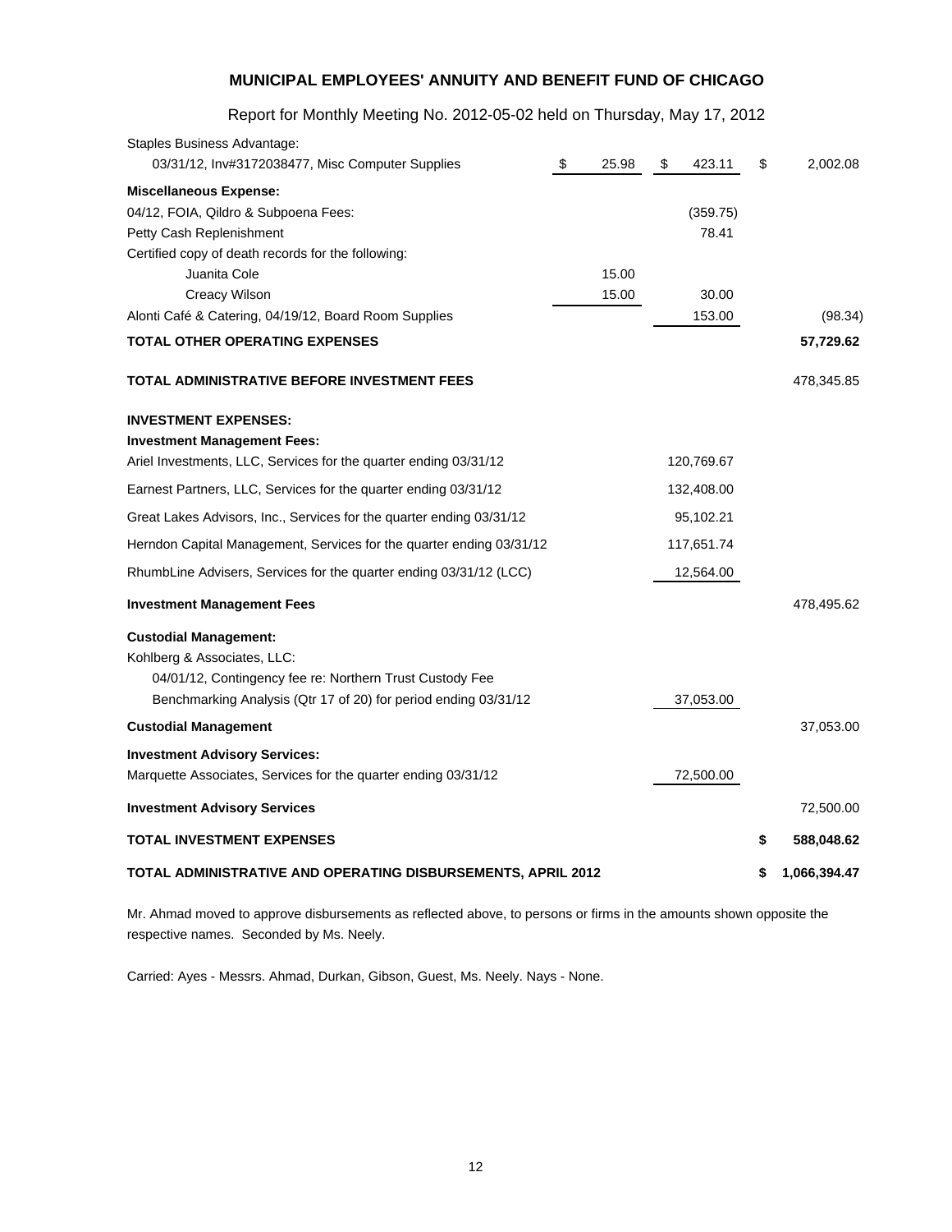## MUNICIPAL EMPLOYEES' ANNUITY AND BENEFIT FUND OF CHICAGO

Report for Monthly Meeting No. 2012-05-02 held on Thursday, May 17, 2012

| Description | | | |
|---|---|---|---|
| Staples Business Advantage: | | | |
| 03/31/12, Inv#3172038477, Misc Computer Supplies | $ 25.98 | $ 423.11 | $ 2,002.08 |
| **Miscellaneous Expense:** | | | |
| 04/12, FOIA, Qildro & Subpoena Fees: | | (359.75) | |
| Petty Cash Replenishment | | 78.41 | |
| Certified copy of death records for the following: | | | |
| Juanita Cole | 15.00 | | |
| Creacy Wilson | 15.00 | 30.00 | |
| Alonti Café & Catering, 04/19/12, Board Room Supplies | | 153.00 | (98.34) |
| **TOTAL OTHER OPERATING EXPENSES** | | | **57,729.62** |
| **TOTAL ADMINISTRATIVE BEFORE INVESTMENT FEES** | | | 478,345.85 |
| **INVESTMENT EXPENSES:** | | | |
| **Investment Management Fees:** | | | |
| Ariel Investments, LLC, Services for the quarter ending 03/31/12 | | 120,769.67 | |
| Earnest Partners, LLC, Services for the quarter ending 03/31/12 | | 132,408.00 | |
| Great Lakes Advisors, Inc., Services for the quarter ending 03/31/12 | | 95,102.21 | |
| Herndon Capital Management, Services for the quarter ending 03/31/12 | | 117,651.74 | |
| RhumbLine Advisers, Services for the quarter ending 03/31/12 (LCC) | | 12,564.00 | |
| **Investment Management Fees** | | | 478,495.62 |
| **Custodial Management:** | | | |
| Kohlberg & Associates, LLC: | | | |
| 04/01/12, Contingency fee re: Northern Trust Custody Fee | | | |
| Benchmarking Analysis (Qtr 17 of 20) for period ending 03/31/12 | | 37,053.00 | |
| **Custodial Management** | | | 37,053.00 |
| **Investment Advisory Services:** | | | |
| Marquette Associates, Services for the quarter ending 03/31/12 | | 72,500.00 | |
| **Investment Advisory Services** | | | 72,500.00 |
| **TOTAL INVESTMENT EXPENSES** | | | **$ 588,048.62** |
| **TOTAL ADMINISTRATIVE AND OPERATING DISBURSEMENTS, APRIL 2012** | | | **$ 1,066,394.47** |

Mr. Ahmad moved to approve disbursements as reflected above, to persons or firms in the amounts shown opposite the respective names. Seconded by Ms. Neely.

Carried: Ayes - Messrs. Ahmad, Durkan, Gibson, Guest, Ms. Neely. Nays - None.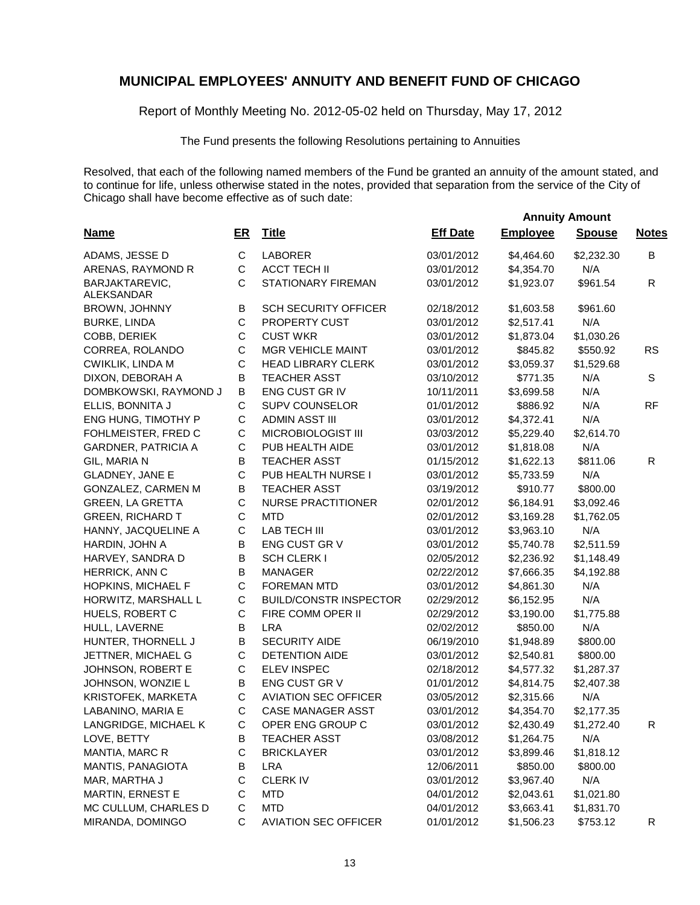# MUNICIPAL EMPLOYEES' ANNUITY AND BENEFIT FUND OF CHICAGO

Report of Monthly Meeting No. 2012-05-02 held on Thursday, May 17, 2012

The Fund presents the following Resolutions pertaining to Annuities

Resolved, that each of the following named members of the Fund be granted an annuity of the amount stated, and to continue for life, unless otherwise stated in the notes, provided that separation from the service of the City of Chicago shall have become effective as of such date:

| | | | | Annuity Amount | | |
|---|---|---|---|---|---|---|
| **Name** | **ER** | **Title** | **Eff Date** | **Employee** | **Spouse** | **Notes** |
| ADAMS, JESSE D | C | LABORER | 03/01/2012 | $4,464.60 | $2,232.30 | B |
| ARENAS, RAYMOND R | C | ACCT TECH II | 03/01/2012 | $4,354.70 | N/A | |
| BARJAKTAREVIC, ALEKSANDAR | C | STATIONARY FIREMAN | 03/01/2012 | $1,923.07 | $961.54 | R |
| BROWN, JOHNNY | B | SCH SECURITY OFFICER | 02/18/2012 | $1,603.58 | $961.60 | |
| BURKE, LINDA | C | PROPERTY CUST | 03/01/2012 | $2,517.41 | N/A | |
| COBB, DERIEK | C | CUST WKR | 03/01/2012 | $1,873.04 | $1,030.26 | |
| CORREA, ROLANDO | C | MGR VEHICLE MAINT | 03/01/2012 | $845.82 | $550.92 | RS |
| CWIKLIK, LINDA M | C | HEAD LIBRARY CLERK | 03/01/2012 | $3,059.37 | $1,529.68 | |
| DIXON, DEBORAH A | B | TEACHER ASST | 03/10/2012 | $771.35 | N/A | S |
| DOMBKOWSKI, RAYMOND J | B | ENG CUST GR IV | 10/11/2011 | $3,699.58 | N/A | |
| ELLIS, BONNITA J | C | SUPV COUNSELOR | 01/01/2012 | $886.92 | N/A | RF |
| ENG HUNG, TIMOTHY P | C | ADMIN ASST III | 03/01/2012 | $4,372.41 | N/A | |
| FOHLMEISTER, FRED C | C | MICROBIOLOGIST III | 03/03/2012 | $5,229.40 | $2,614.70 | |
| GARDNER, PATRICIA A | C | PUB HEALTH AIDE | 03/01/2012 | $1,818.08 | N/A | |
| GIL, MARIA N | B | TEACHER ASST | 01/15/2012 | $1,622.13 | $811.06 | R |
| GLADNEY, JANE E | C | PUB HEALTH NURSE I | 03/01/2012 | $5,733.59 | N/A | |
| GONZALEZ, CARMEN M | B | TEACHER ASST | 03/19/2012 | $910.77 | $800.00 | |
| GREEN, LA GRETTA | C | NURSE PRACTITIONER | 02/01/2012 | $6,184.91 | $3,092.46 | |
| GREEN, RICHARD T | C | MTD | 02/01/2012 | $3,169.28 | $1,762.05 | |
| HANNY, JACQUELINE A | C | LAB TECH III | 03/01/2012 | $3,963.10 | N/A | |
| HARDIN, JOHN A | B | ENG CUST GR V | 03/01/2012 | $5,740.78 | $2,511.59 | |
| HARVEY, SANDRA D | B | SCH CLERK I | 02/05/2012 | $2,236.92 | $1,148.49 | |
| HERRICK, ANN C | B | MANAGER | 02/22/2012 | $7,666.35 | $4,192.88 | |
| HOPKINS, MICHAEL F | C | FOREMAN MTD | 03/01/2012 | $4,861.30 | N/A | |
| HORWITZ, MARSHALL L | C | BUILD/CONSTR INSPECTOR | 02/29/2012 | $6,152.95 | N/A | |
| HUELS, ROBERT C | C | FIRE COMM OPER II | 02/29/2012 | $3,190.00 | $1,775.88 | |
| HULL, LAVERNE | B | LRA | 02/02/2012 | $850.00 | N/A | |
| HUNTER, THORNELL J | B | SECURITY AIDE | 06/19/2010 | $1,948.89 | $800.00 | |
| JETTNER, MICHAEL G | C | DETENTION AIDE | 03/01/2012 | $2,540.81 | $800.00 | |
| JOHNSON, ROBERT E | C | ELEV INSPEC | 02/18/2012 | $4,577.32 | $1,287.37 | |
| JOHNSON, WONZIE L | B | ENG CUST GR V | 01/01/2012 | $4,814.75 | $2,407.38 | |
| KRISTOFEK, MARKETA | C | AVIATION SEC OFFICER | 03/05/2012 | $2,315.66 | N/A | |
| LABANINO, MARIA E | C | CASE MANAGER ASST | 03/01/2012 | $4,354.70 | $2,177.35 | |
| LANGRIDGE, MICHAEL K | C | OPER ENG GROUP C | 03/01/2012 | $2,430.49 | $1,272.40 | R |
| LOVE, BETTY | B | TEACHER ASST | 03/08/2012 | $1,264.75 | N/A | |
| MANTIA, MARC R | C | BRICKLAYER | 03/01/2012 | $3,899.46 | $1,818.12 | |
| MANTIS, PANAGIOTA | B | LRA | 12/06/2011 | $850.00 | $800.00 | |
| MAR, MARTHA J | C | CLERK IV | 03/01/2012 | $3,967.40 | N/A | |
| MARTIN, ERNEST E | C | MTD | 04/01/2012 | $2,043.61 | $1,021.80 | |
| MC CULLUM, CHARLES D | C | MTD | 04/01/2012 | $3,663.41 | $1,831.70 | |
| MIRANDA, DOMINGO | C | AVIATION SEC OFFICER | 01/01/2012 | $1,506.23 | $753.12 | R |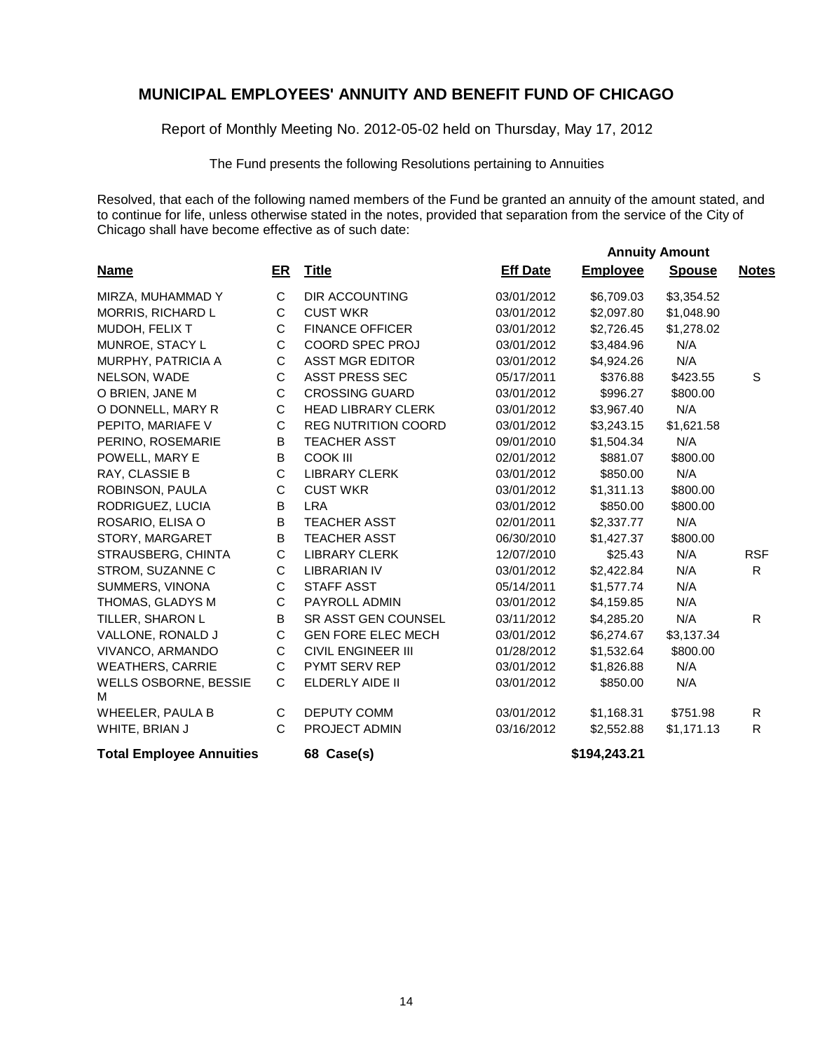# MUNICIPAL EMPLOYEES' ANNUITY AND BENEFIT FUND OF CHICAGO

Report of Monthly Meeting No. 2012-05-02 held on Thursday, May 17, 2012

The Fund presents the following Resolutions pertaining to Annuities

Resolved, that each of the following named members of the Fund be granted an annuity of the amount stated, and to continue for life, unless otherwise stated in the notes, provided that separation from the service of the City of Chicago shall have become effective as of such date:

| Name | ER | Title | Eff Date | Annuity Amount Employee | Annuity Amount Spouse | Notes |
|---|---|---|---|---|---|---|
| MIRZA, MUHAMMAD Y | C | DIR ACCOUNTING | 03/01/2012 | $6,709.03 | $3,354.52 | |
| MORRIS, RICHARD L | C | CUST WKR | 03/01/2012 | $2,097.80 | $1,048.90 | |
| MUDOH, FELIX T | C | FINANCE OFFICER | 03/01/2012 | $2,726.45 | $1,278.02 | |
| MUNROE, STACY L | C | COORD SPEC PROJ | 03/01/2012 | $3,484.96 | N/A | |
| MURPHY, PATRICIA A | C | ASST MGR EDITOR | 03/01/2012 | $4,924.26 | N/A | |
| NELSON, WADE | C | ASST PRESS SEC | 05/17/2011 | $376.88 | $423.55 | S |
| O BRIEN, JANE M | C | CROSSING GUARD | 03/01/2012 | $996.27 | $800.00 | |
| O DONNELL, MARY R | C | HEAD LIBRARY CLERK | 03/01/2012 | $3,967.40 | N/A | |
| PEPITO, MARIAFE V | C | REG NUTRITION COORD | 03/01/2012 | $3,243.15 | $1,621.58 | |
| PERINO, ROSEMARIE | B | TEACHER ASST | 09/01/2010 | $1,504.34 | N/A | |
| POWELL, MARY E | B | COOK III | 02/01/2012 | $881.07 | $800.00 | |
| RAY, CLASSIE B | C | LIBRARY CLERK | 03/01/2012 | $850.00 | N/A | |
| ROBINSON, PAULA | C | CUST WKR | 03/01/2012 | $1,311.13 | $800.00 | |
| RODRIGUEZ, LUCIA | B | LRA | 03/01/2012 | $850.00 | $800.00 | |
| ROSARIO, ELISA O | B | TEACHER ASST | 02/01/2011 | $2,337.77 | N/A | |
| STORY, MARGARET | B | TEACHER ASST | 06/30/2010 | $1,427.37 | $800.00 | |
| STRAUSBERG, CHINTA | C | LIBRARY CLERK | 12/07/2010 | $25.43 | N/A | RSF |
| STROM, SUZANNE C | C | LIBRARIAN IV | 03/01/2012 | $2,422.84 | N/A | R |
| SUMMERS, VINONA | C | STAFF ASST | 05/14/2011 | $1,577.74 | N/A | |
| THOMAS, GLADYS M | C | PAYROLL ADMIN | 03/01/2012 | $4,159.85 | N/A | |
| TILLER, SHARON L | B | SR ASST GEN COUNSEL | 03/11/2012 | $4,285.20 | N/A | R |
| VALLONE, RONALD J | C | GEN FORE ELEC MECH | 03/01/2012 | $6,274.67 | $3,137.34 | |
| VIVANCO, ARMANDO | C | CIVIL ENGINEER III | 01/28/2012 | $1,532.64 | $800.00 | |
| WEATHERS, CARRIE | C | PYMT SERV REP | 03/01/2012 | $1,826.88 | N/A | |
| WELLS OSBORNE, BESSIE M | C | ELDERLY AIDE II | 03/01/2012 | $850.00 | N/A | |
| WHEELER, PAULA B | C | DEPUTY COMM | 03/01/2012 | $1,168.31 | $751.98 | R |
| WHITE, BRIAN J | C | PROJECT ADMIN | 03/16/2012 | $2,552.88 | $1,171.13 | R |
| **Total Employee Annuities** | | **68 Case(s)** | | **$194,243.21** | | |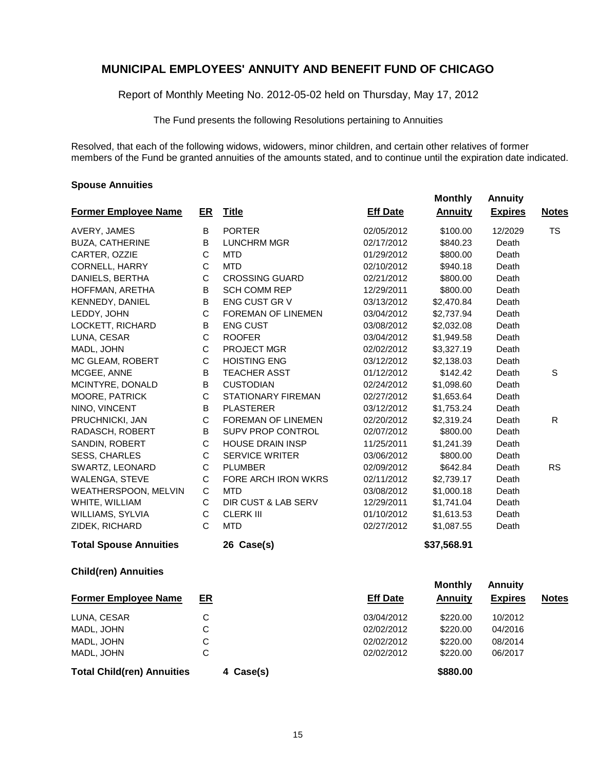# MUNICIPAL EMPLOYEES' ANNUITY AND BENEFIT FUND OF CHICAGO

Report of Monthly Meeting No. 2012-05-02 held on Thursday, May 17, 2012

The Fund presents the following Resolutions pertaining to Annuities

Resolved, that each of the following widows, widowers, minor children, and certain other relatives of former members of the Fund be granted annuities of the amounts stated, and to continue until the expiration date indicated.

### Spouse Annuities

| Former Employee Name | ER | Title | Eff Date | Monthly Annuity | Annuity Expires | Notes |
|---|---|---|---|---|---|---|
| AVERY, JAMES | B | PORTER | 02/05/2012 | $100.00 | 12/2029 | TS |
| BUZA, CATHERINE | B | LUNCHRM MGR | 02/17/2012 | $840.23 | Death | |
| CARTER, OZZIE | C | MTD | 01/29/2012 | $800.00 | Death | |
| CORNELL, HARRY | C | MTD | 02/10/2012 | $940.18 | Death | |
| DANIELS, BERTHA | C | CROSSING GUARD | 02/21/2012 | $800.00 | Death | |
| HOFFMAN, ARETHA | B | SCH COMM REP | 12/29/2011 | $800.00 | Death | |
| KENNEDY, DANIEL | B | ENG CUST GR V | 03/13/2012 | $2,470.84 | Death | |
| LEDDY, JOHN | C | FOREMAN OF LINEMEN | 03/04/2012 | $2,737.94 | Death | |
| LOCKETT, RICHARD | B | ENG CUST | 03/08/2012 | $2,032.08 | Death | |
| LUNA, CESAR | C | ROOFER | 03/04/2012 | $1,949.58 | Death | |
| MADL, JOHN | C | PROJECT MGR | 02/02/2012 | $3,327.19 | Death | |
| MC GLEAM, ROBERT | C | HOISTING ENG | 03/12/2012 | $2,138.03 | Death | |
| MCGEE, ANNE | B | TEACHER ASST | 01/12/2012 | $142.42 | Death | S |
| MCINTYRE, DONALD | B | CUSTODIAN | 02/24/2012 | $1,098.60 | Death | |
| MOORE, PATRICK | C | STATIONARY FIREMAN | 02/27/2012 | $1,653.64 | Death | |
| NINO, VINCENT | B | PLASTERER | 03/12/2012 | $1,753.24 | Death | |
| PRUCHNICKI, JAN | C | FOREMAN OF LINEMEN | 02/20/2012 | $2,319.24 | Death | R |
| RADASCH, ROBERT | B | SUPV PROP CONTROL | 02/07/2012 | $800.00 | Death | |
| SANDIN, ROBERT | C | HOUSE DRAIN INSP | 11/25/2011 | $1,241.39 | Death | |
| SESS, CHARLES | C | SERVICE WRITER | 03/06/2012 | $800.00 | Death | |
| SWARTZ, LEONARD | C | PLUMBER | 02/09/2012 | $642.84 | Death | RS |
| WALENGA, STEVE | C | FORE ARCH IRON WKRS | 02/11/2012 | $2,739.17 | Death | |
| WEATHERSPOON, MELVIN | C | MTD | 03/08/2012 | $1,000.18 | Death | |
| WHITE, WILLIAM | C | DIR CUST & LAB SERV | 12/29/2011 | $1,741.04 | Death | |
| WILLIAMS, SYLVIA | C | CLERK III | 01/10/2012 | $1,613.53 | Death | |
| ZIDEK, RICHARD | C | MTD | 02/27/2012 | $1,087.55 | Death | |
| **Total Spouse Annuities** | | **26 Case(s)** | | **$37,568.91** | | |

### Child(ren) Annuities

| Former Employee Name | ER | | Eff Date | Monthly Annuity | Annuity Expires | Notes |
|---|---|---|---|---|---|---|
| LUNA, CESAR | C | | 03/04/2012 | $220.00 | 10/2012 | |
| MADL, JOHN | C | | 02/02/2012 | $220.00 | 04/2016 | |
| MADL, JOHN | C | | 02/02/2012 | $220.00 | 08/2014 | |
| MADL, JOHN | C | | 02/02/2012 | $220.00 | 06/2017 | |
| **Total Child(ren) Annuities** | | **4 Case(s)** | | **$880.00** | | |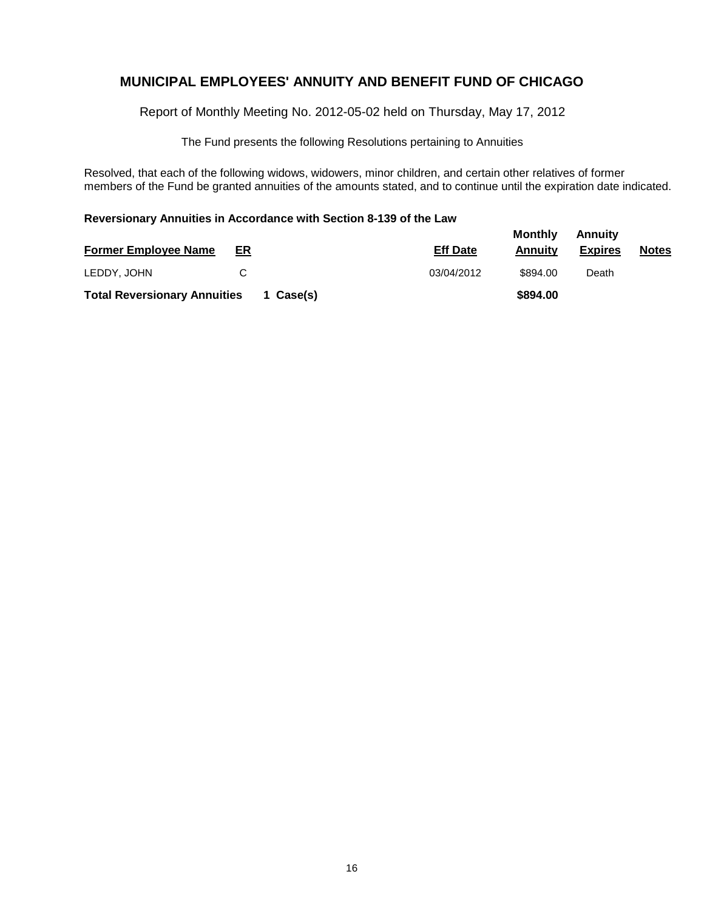# MUNICIPAL EMPLOYEES' ANNUITY AND BENEFIT FUND OF CHICAGO

Report of Monthly Meeting No. 2012-05-02 held on Thursday, May 17, 2012

The Fund presents the following Resolutions pertaining to Annuities

Resolved, that each of the following widows, widowers, minor children, and certain other relatives of former members of the Fund be granted annuities of the amounts stated, and to continue until the expiration date indicated.

**Reversionary Annuities in Accordance with Section 8-139 of the Law**

| Former Employee Name | ER | | Eff Date | Monthly Annuity | Annuity Expires | Notes |
|---|---|---|---|---|---|---|
| LEDDY, JOHN | C | | 03/04/2012 | $894.00 | Death | |
| **Total Reversionary Annuities** | | **1 Case(s)** | | **$894.00** | | |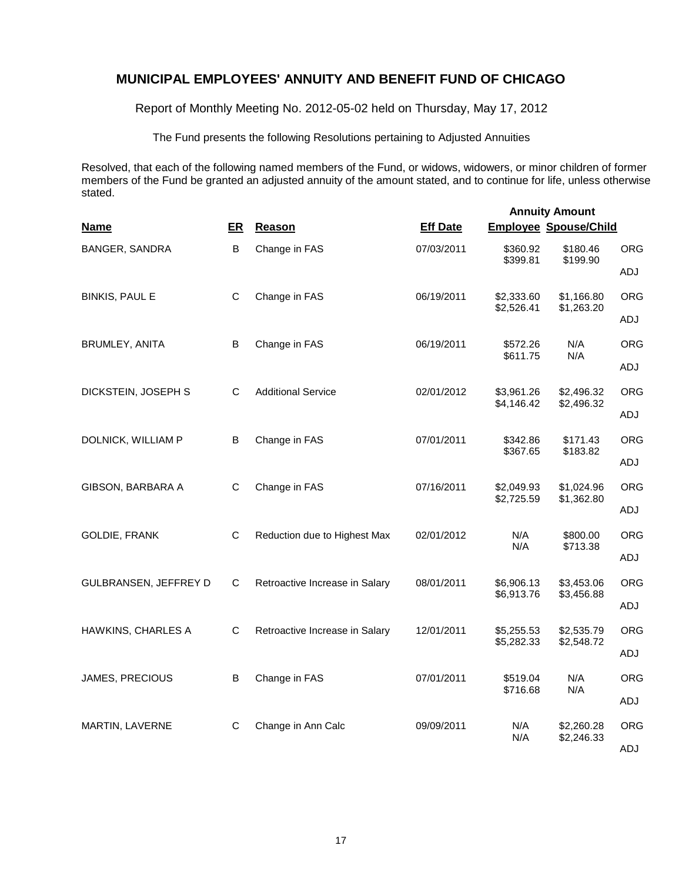## MUNICIPAL EMPLOYEES' ANNUITY AND BENEFIT FUND OF CHICAGO

Report of Monthly Meeting No. 2012-05-02 held on Thursday, May 17, 2012

The Fund presents the following Resolutions pertaining to Adjusted Annuities

Resolved, that each of the following named members of the Fund, or widows, widowers, or minor children of former members of the Fund be granted an adjusted annuity of the amount stated, and to continue for life, unless otherwise stated.

| Name | ER | Reason | Eff Date | Annuity Amount Employee | Annuity Amount Spouse/Child | |
|---|---|---|---|---|---|---|
| BANGER, SANDRA | B | Change in FAS | 07/03/2011 | $360.92 | $180.46 | ORG |
| | | | | $399.81 | $199.90 | ADJ |
| BINKIS, PAUL E | C | Change in FAS | 06/19/2011 | $2,333.60 | $1,166.80 | ORG |
| | | | | $2,526.41 | $1,263.20 | ADJ |
| BRUMLEY, ANITA | B | Change in FAS | 06/19/2011 | $572.26 | N/A | ORG |
| | | | | $611.75 | N/A | ADJ |
| DICKSTEIN, JOSEPH S | C | Additional Service | 02/01/2012 | $3,961.26 | $2,496.32 | ORG |
| | | | | $4,146.42 | $2,496.32 | ADJ |
| DOLNICK, WILLIAM P | B | Change in FAS | 07/01/2011 | $342.86 | $171.43 | ORG |
| | | | | $367.65 | $183.82 | ADJ |
| GIBSON, BARBARA A | C | Change in FAS | 07/16/2011 | $2,049.93 | $1,024.96 | ORG |
| | | | | $2,725.59 | $1,362.80 | ADJ |
| GOLDIE, FRANK | C | Reduction due to Highest Max | 02/01/2012 | N/A | $800.00 | ORG |
| | | | | N/A | $713.38 | ADJ |
| GULBRANSEN, JEFFREY D | C | Retroactive Increase in Salary | 08/01/2011 | $6,906.13 | $3,453.06 | ORG |
| | | | | $6,913.76 | $3,456.88 | ADJ |
| HAWKINS, CHARLES A | C | Retroactive Increase in Salary | 12/01/2011 | $5,255.53 | $2,535.79 | ORG |
| | | | | $5,282.33 | $2,548.72 | ADJ |
| JAMES, PRECIOUS | B | Change in FAS | 07/01/2011 | $519.04 | N/A | ORG |
| | | | | $716.68 | N/A | ADJ |
| MARTIN, LAVERNE | C | Change in Ann Calc | 09/09/2011 | N/A | $2,260.28 | ORG |
| | | | | N/A | $2,246.33 | ADJ |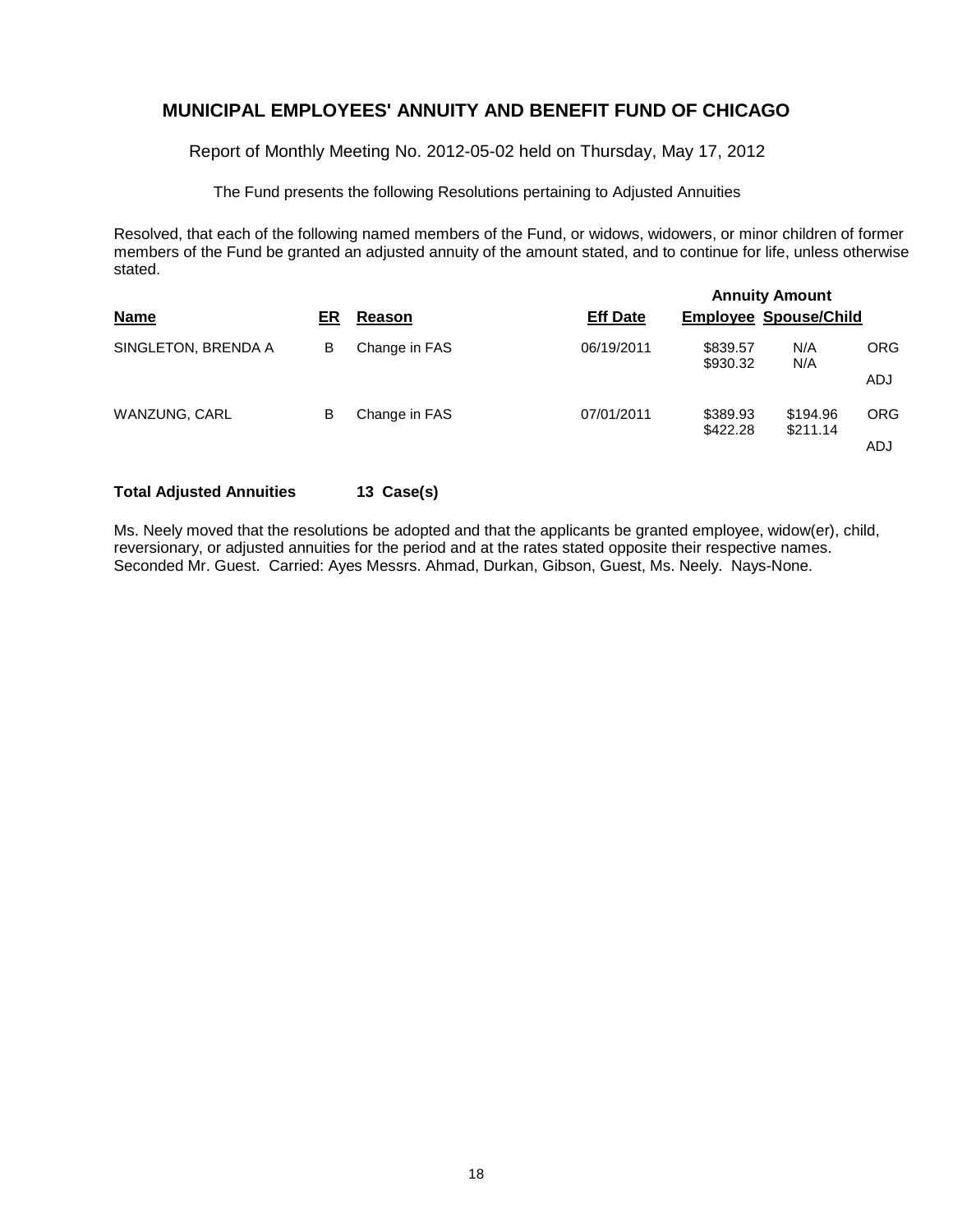## MUNICIPAL EMPLOYEES' ANNUITY AND BENEFIT FUND OF CHICAGO

Report of Monthly Meeting No. 2012-05-02 held on Thursday, May 17, 2012

The Fund presents the following Resolutions pertaining to Adjusted Annuities

Resolved, that each of the following named members of the Fund, or widows, widowers, or minor children of former members of the Fund be granted an adjusted annuity of the amount stated, and to continue for life, unless otherwise stated.

| | | | | Annuity Amount | | |
|---|---|---|---|---|---|---|
| **Name** | **ER** | **Reason** | **Eff Date** | **Employee** | **Spouse/Child** | |
| SINGLETON, BRENDA A | B | Change in FAS | 06/19/2011 | $839.57 | N/A | ORG |
| | | | | $930.32 | N/A | ADJ |
| WANZUNG, CARL | B | Change in FAS | 07/01/2011 | $389.93 | $194.96 | ORG |
| | | | | $422.28 | $211.14 | ADJ |

**Total Adjusted Annuities 13 Case(s)**

Ms. Neely moved that the resolutions be adopted and that the applicants be granted employee, widow(er), child, reversionary, or adjusted annuities for the period and at the rates stated opposite their respective names. Seconded Mr. Guest. Carried: Ayes Messrs. Ahmad, Durkan, Gibson, Guest, Ms. Neely. Nays-None.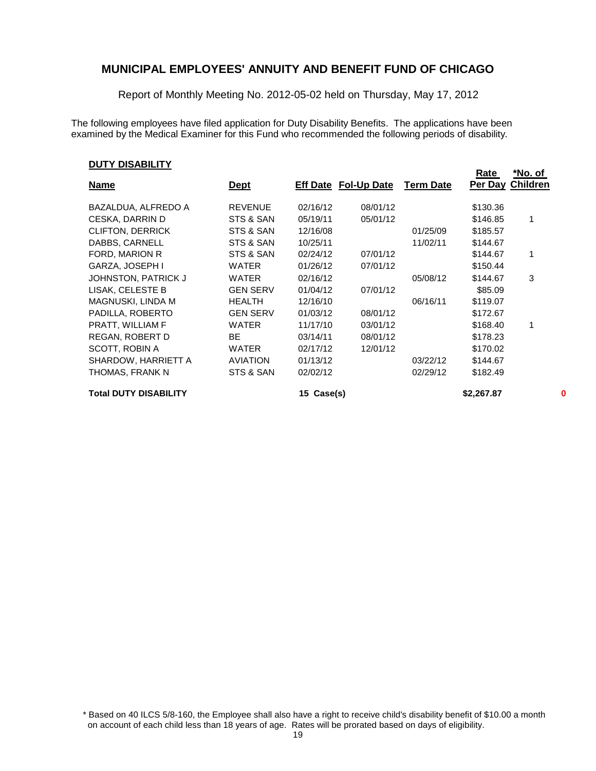## MUNICIPAL EMPLOYEES' ANNUITY AND BENEFIT FUND OF CHICAGO

Report of Monthly Meeting No. 2012-05-02 held on Thursday, May 17, 2012

The following employees have filed application for Duty Disability Benefits. The applications have been examined by the Medical Examiner for this Fund who recommended the following periods of disability.

**DUTY DISABILITY**

| Name | Dept | Eff Date | Fol-Up Date | Term Date | Rate Per Day | *No. of Children |
|---|---|---|---|---|---|---|
| BAZALDUA, ALFREDO A | REVENUE | 02/16/12 | 08/01/12 | | $130.36 | |
| CESKA, DARRIN D | STS & SAN | 05/19/11 | 05/01/12 | | $146.85 | 1 |
| CLIFTON, DERRICK | STS & SAN | 12/16/08 | | 01/25/09 | $185.57 | |
| DABBS, CARNELL | STS & SAN | 10/25/11 | | 11/02/11 | $144.67 | |
| FORD, MARION R | STS & SAN | 02/24/12 | 07/01/12 | | $144.67 | 1 |
| GARZA, JOSEPH I | WATER | 01/26/12 | 07/01/12 | | $150.44 | |
| JOHNSTON, PATRICK J | WATER | 02/16/12 | | 05/08/12 | $144.67 | 3 |
| LISAK, CELESTE B | GEN SERV | 01/04/12 | 07/01/12 | | $85.09 | |
| MAGNUSKI, LINDA M | HEALTH | 12/16/10 | | 06/16/11 | $119.07 | |
| PADILLA, ROBERTO | GEN SERV | 01/03/12 | 08/01/12 | | $172.67 | |
| PRATT, WILLIAM F | WATER | 11/17/10 | 03/01/12 | | $168.40 | 1 |
| REGAN, ROBERT D | BE | 03/14/11 | 08/01/12 | | $178.23 | |
| SCOTT, ROBIN A | WATER | 02/17/12 | 12/01/12 | | $170.02 | |
| SHARDOW, HARRIETT A | AVIATION | 01/13/12 | | 03/22/12 | $144.67 | |
| THOMAS, FRANK N | STS & SAN | 02/02/12 | | 02/29/12 | $182.49 | |
| **Total DUTY DISABILITY** | | **15 Case(s)** | | | **$2,267.87** | **0** |

\* Based on 40 ILCS 5/8-160, the Employee shall also have a right to receive child's disability benefit of $10.00 a month on account of each child less than 18 years of age. Rates will be prorated based on days of eligibility.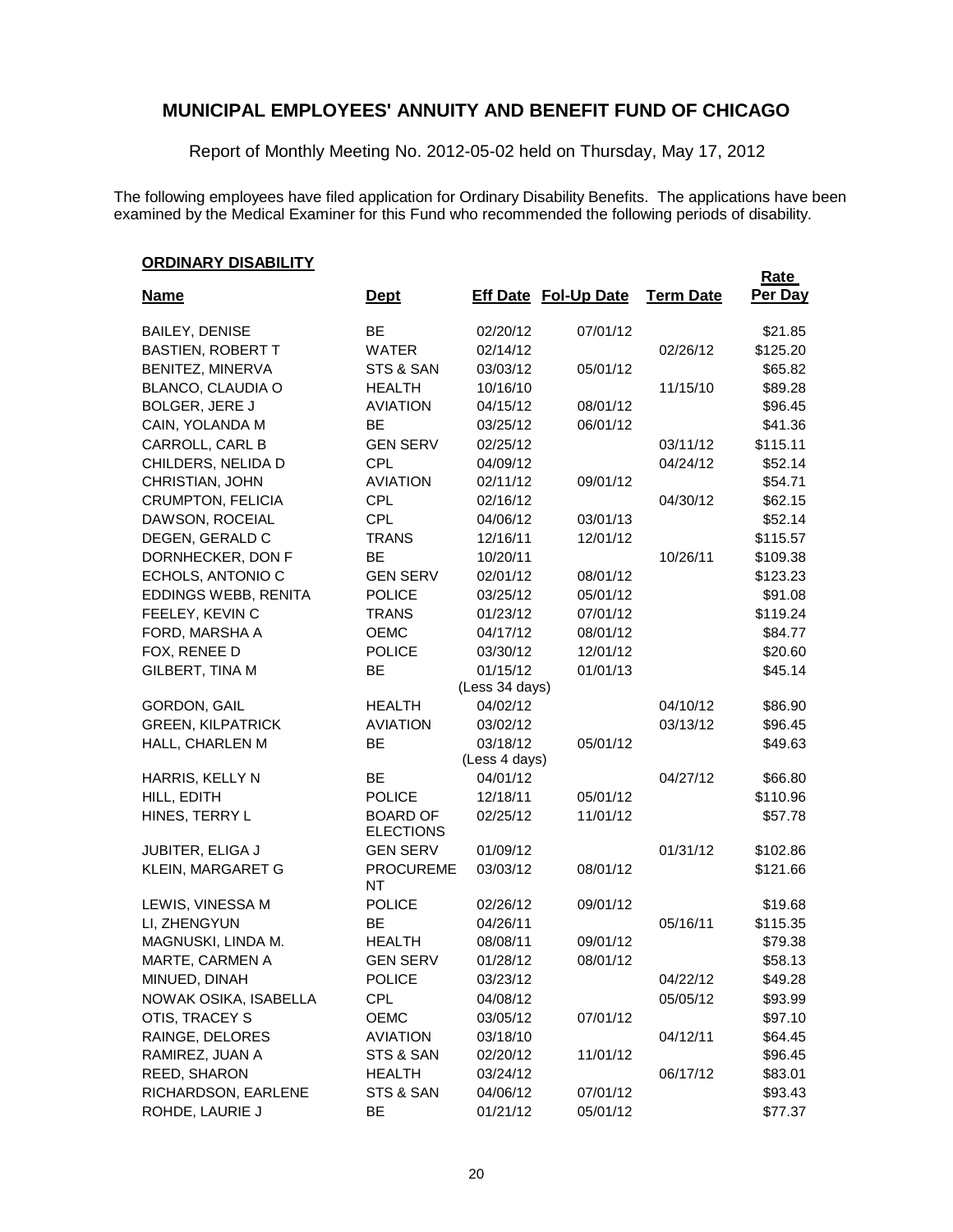# MUNICIPAL EMPLOYEES' ANNUITY AND BENEFIT FUND OF CHICAGO

Report of Monthly Meeting No. 2012-05-02 held on Thursday, May 17, 2012

The following employees have filed application for Ordinary Disability Benefits. The applications have been examined by the Medical Examiner for this Fund who recommended the following periods of disability.

**ORDINARY DISABILITY**

| Name | Dept | Eff Date | Fol-Up Date | Term Date | Rate Per Day |
|---|---|---|---|---|---|
| BAILEY, DENISE | BE | 02/20/12 | 07/01/12 | | $21.85 |
| BASTIEN, ROBERT T | WATER | 02/14/12 | | 02/26/12 | $125.20 |
| BENITEZ, MINERVA | STS & SAN | 03/03/12 | 05/01/12 | | $65.82 |
| BLANCO, CLAUDIA O | HEALTH | 10/16/10 | | 11/15/10 | $89.28 |
| BOLGER, JERE J | AVIATION | 04/15/12 | 08/01/12 | | $96.45 |
| CAIN, YOLANDA M | BE | 03/25/12 | 06/01/12 | | $41.36 |
| CARROLL, CARL B | GEN SERV | 02/25/12 | | 03/11/12 | $115.11 |
| CHILDERS, NELIDA D | CPL | 04/09/12 | | 04/24/12 | $52.14 |
| CHRISTIAN, JOHN | AVIATION | 02/11/12 | 09/01/12 | | $54.71 |
| CRUMPTON, FELICIA | CPL | 02/16/12 | | 04/30/12 | $62.15 |
| DAWSON, ROCEIAL | CPL | 04/06/12 | 03/01/13 | | $52.14 |
| DEGEN, GERALD C | TRANS | 12/16/11 | 12/01/12 | | $115.57 |
| DORNHECKER, DON F | BE | 10/20/11 | | 10/26/11 | $109.38 |
| ECHOLS, ANTONIO C | GEN SERV | 02/01/12 | 08/01/12 | | $123.23 |
| EDDINGS WEBB, RENITA | POLICE | 03/25/12 | 05/01/12 | | $91.08 |
| FEELEY, KEVIN C | TRANS | 01/23/12 | 07/01/12 | | $119.24 |
| FORD, MARSHA A | OEMC | 04/17/12 | 08/01/12 | | $84.77 |
| FOX, RENEE D | POLICE | 03/30/12 | 12/01/12 | | $20.60 |
| GILBERT, TINA M | BE | 01/15/12 (Less 34 days) | 01/01/13 | | $45.14 |
| GORDON, GAIL | HEALTH | 04/02/12 | | 04/10/12 | $86.90 |
| GREEN, KILPATRICK | AVIATION | 03/02/12 | | 03/13/12 | $96.45 |
| HALL, CHARLEN M | BE | 03/18/12 (Less 4 days) | 05/01/12 | | $49.63 |
| HARRIS, KELLY N | BE | 04/01/12 | | 04/27/12 | $66.80 |
| HILL, EDITH | POLICE | 12/18/11 | 05/01/12 | | $110.96 |
| HINES, TERRY L | BOARD OF ELECTIONS | 02/25/12 | 11/01/12 | | $57.78 |
| JUBITER, ELIGA J | GEN SERV | 01/09/12 | | 01/31/12 | $102.86 |
| KLEIN, MARGARET G | PROCUREMENT | 03/03/12 | 08/01/12 | | $121.66 |
| LEWIS, VINESSA M | POLICE | 02/26/12 | 09/01/12 | | $19.68 |
| LI, ZHENGYUN | BE | 04/26/11 | | 05/16/11 | $115.35 |
| MAGNUSKI, LINDA M. | HEALTH | 08/08/11 | 09/01/12 | | $79.38 |
| MARTE, CARMEN A | GEN SERV | 01/28/12 | 08/01/12 | | $58.13 |
| MINUED, DINAH | POLICE | 03/23/12 | | 04/22/12 | $49.28 |
| NOWAK OSIKA, ISABELLA | CPL | 04/08/12 | | 05/05/12 | $93.99 |
| OTIS, TRACEY S | OEMC | 03/05/12 | 07/01/12 | | $97.10 |
| RAINGE, DELORES | AVIATION | 03/18/10 | | 04/12/11 | $64.45 |
| RAMIREZ, JUAN A | STS & SAN | 02/20/12 | 11/01/12 | | $96.45 |
| REED, SHARON | HEALTH | 03/24/12 | | 06/17/12 | $83.01 |
| RICHARDSON, EARLENE | STS & SAN | 04/06/12 | 07/01/12 | | $93.43 |
| ROHDE, LAURIE J | BE | 01/21/12 | 05/01/12 | | $77.37 |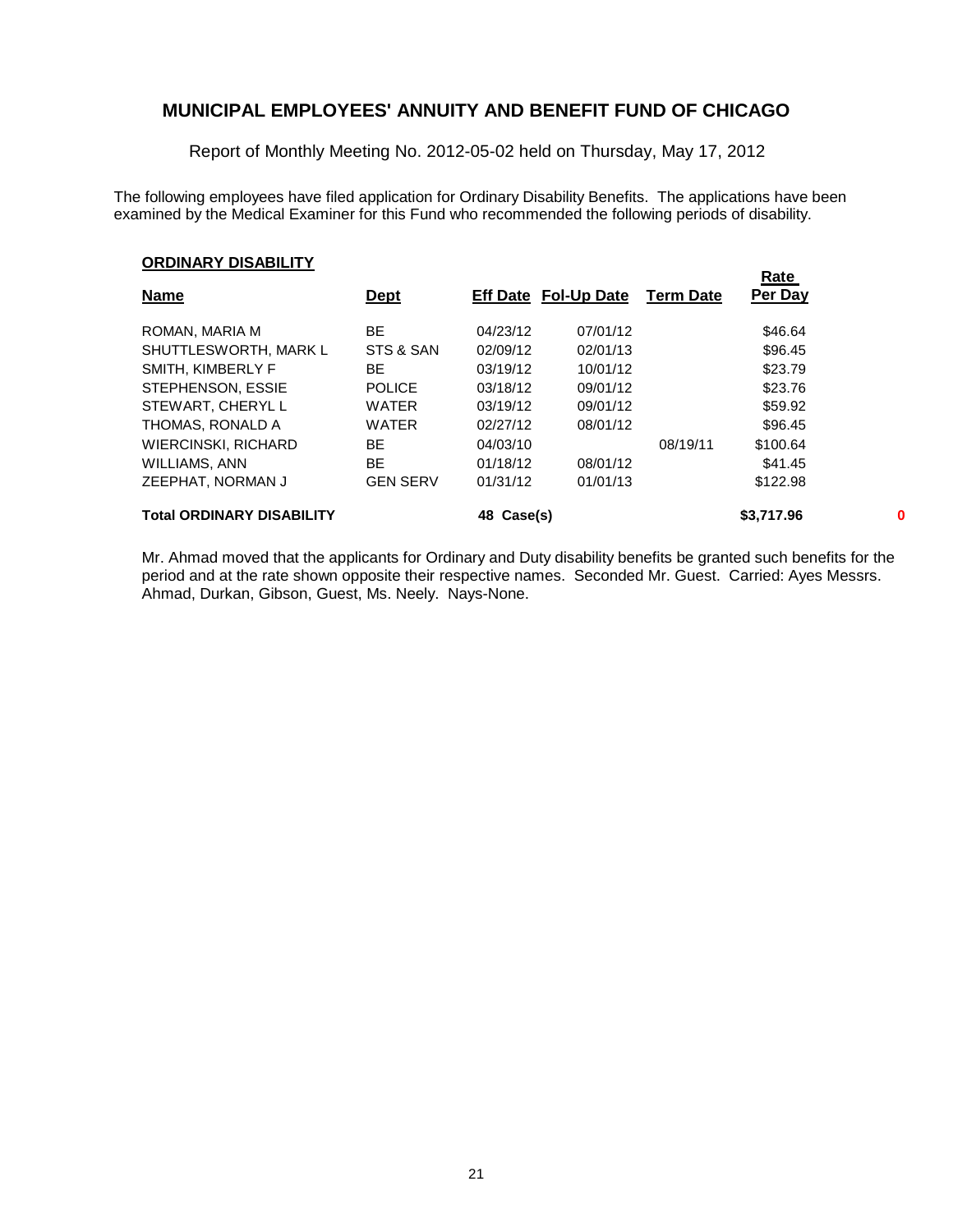# MUNICIPAL EMPLOYEES' ANNUITY AND BENEFIT FUND OF CHICAGO

Report of Monthly Meeting No. 2012-05-02 held on Thursday, May 17, 2012

The following employees have filed application for Ordinary Disability Benefits. The applications have been examined by the Medical Examiner for this Fund who recommended the following periods of disability.

**ORDINARY DISABILITY**

| Name | Dept | Eff Date | Fol-Up Date | Term Date | Rate Per Day | |
|---|---|---|---|---|---|---|
| ROMAN, MARIA M | BE | 04/23/12 | 07/01/12 | | $46.64 | |
| SHUTTLESWORTH, MARK L | STS & SAN | 02/09/12 | 02/01/13 | | $96.45 | |
| SMITH, KIMBERLY F | BE | 03/19/12 | 10/01/12 | | $23.79 | |
| STEPHENSON, ESSIE | POLICE | 03/18/12 | 09/01/12 | | $23.76 | |
| STEWART, CHERYL L | WATER | 03/19/12 | 09/01/12 | | $59.92 | |
| THOMAS, RONALD A | WATER | 02/27/12 | 08/01/12 | | $96.45 | |
| WIERCINSKI, RICHARD | BE | 04/03/10 | | 08/19/11 | $100.64 | |
| WILLIAMS, ANN | BE | 01/18/12 | 08/01/12 | | $41.45 | |
| ZEEPHAT, NORMAN J | GEN SERV | 01/31/12 | 01/01/13 | | $122.98 | |
| **Total ORDINARY DISABILITY** | | **48 Case(s)** | | | **$3,717.96** | **0** |

Mr. Ahmad moved that the applicants for Ordinary and Duty disability benefits be granted such benefits for the period and at the rate shown opposite their respective names. Seconded Mr. Guest. Carried: Ayes Messrs. Ahmad, Durkan, Gibson, Guest, Ms. Neely. Nays-None.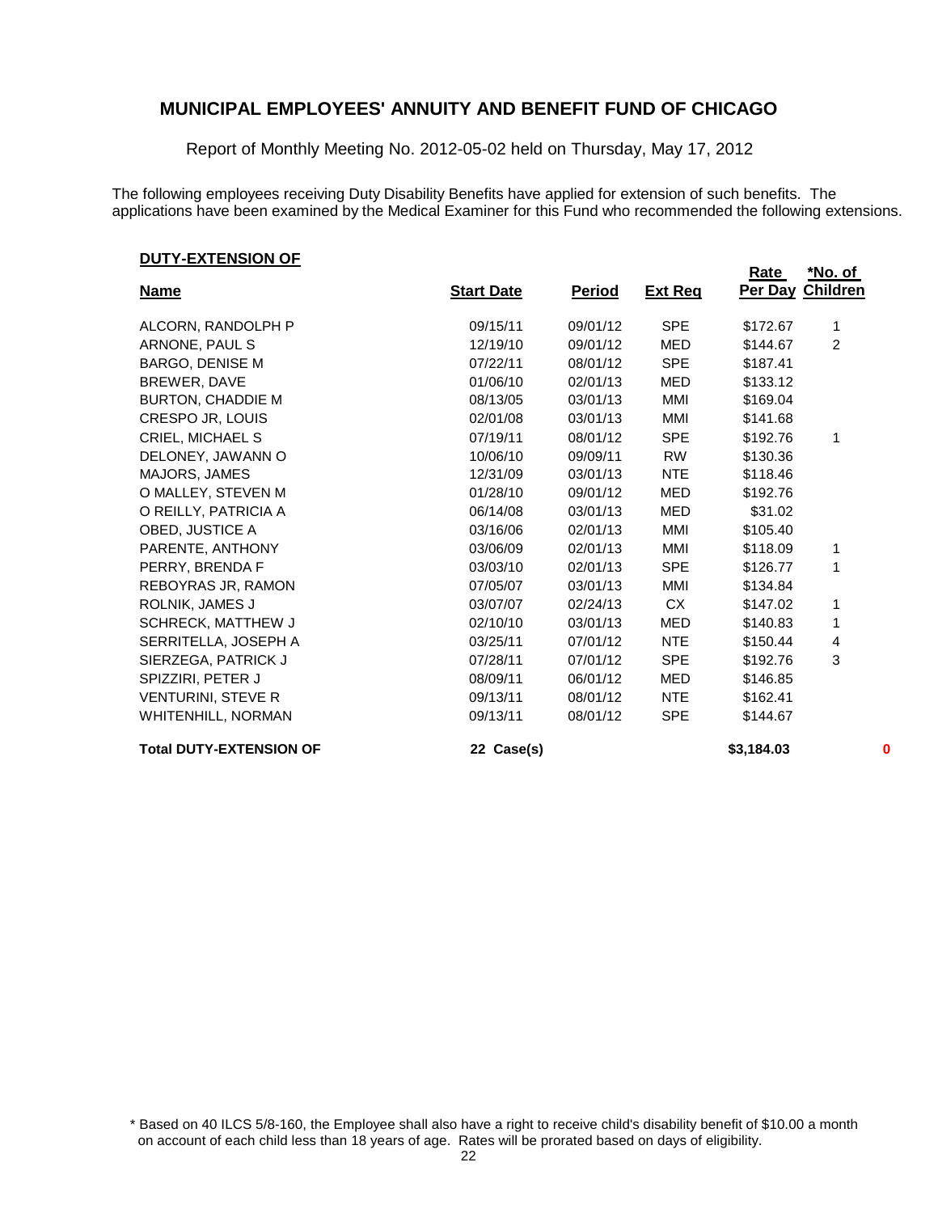# MUNICIPAL EMPLOYEES' ANNUITY AND BENEFIT FUND OF CHICAGO

Report of Monthly Meeting No. 2012-05-02 held on Thursday, May 17, 2012

The following employees receiving Duty Disability Benefits have applied for extension of such benefits. The applications have been examined by the Medical Examiner for this Fund who recommended the following extensions.

**DUTY-EXTENSION OF**

| Name | Start Date | Period | Ext Req | Rate Per Day | *No. of Children |
|---|---|---|---|---|---|
| ALCORN, RANDOLPH P | 09/15/11 | 09/01/12 | SPE | $172.67 | 1 |
| ARNONE, PAUL S | 12/19/10 | 09/01/12 | MED | $144.67 | 2 |
| BARGO, DENISE M | 07/22/11 | 08/01/12 | SPE | $187.41 | |
| BREWER, DAVE | 01/06/10 | 02/01/13 | MED | $133.12 | |
| BURTON, CHADDIE M | 08/13/05 | 03/01/13 | MMI | $169.04 | |
| CRESPO JR, LOUIS | 02/01/08 | 03/01/13 | MMI | $141.68 | |
| CRIEL, MICHAEL S | 07/19/11 | 08/01/12 | SPE | $192.76 | 1 |
| DELONEY, JAWANN O | 10/06/10 | 09/09/11 | RW | $130.36 | |
| MAJORS, JAMES | 12/31/09 | 03/01/13 | NTE | $118.46 | |
| O MALLEY, STEVEN M | 01/28/10 | 09/01/12 | MED | $192.76 | |
| O REILLY, PATRICIA A | 06/14/08 | 03/01/13 | MED | $31.02 | |
| OBED, JUSTICE A | 03/16/06 | 02/01/13 | MMI | $105.40 | |
| PARENTE, ANTHONY | 03/06/09 | 02/01/13 | MMI | $118.09 | 1 |
| PERRY, BRENDA F | 03/03/10 | 02/01/13 | SPE | $126.77 | 1 |
| REBOYRAS JR, RAMON | 07/05/07 | 03/01/13 | MMI | $134.84 | |
| ROLNIK, JAMES J | 03/07/07 | 02/24/13 | CX | $147.02 | 1 |
| SCHRECK, MATTHEW J | 02/10/10 | 03/01/13 | MED | $140.83 | 1 |
| SERRITELLA, JOSEPH A | 03/25/11 | 07/01/12 | NTE | $150.44 | 4 |
| SIERZEGA, PATRICK J | 07/28/11 | 07/01/12 | SPE | $192.76 | 3 |
| SPIZZIRI, PETER J | 08/09/11 | 06/01/12 | MED | $146.85 | |
| VENTURINI, STEVE R | 09/13/11 | 08/01/12 | NTE | $162.41 | |
| WHITENHILL, NORMAN | 09/13/11 | 08/01/12 | SPE | $144.67 | |
| **Total DUTY-EXTENSION OF** | **22 Case(s)** | | | **$3,184.03** | **0** |

\* Based on 40 ILCS 5/8-160, the Employee shall also have a right to receive child's disability benefit of $10.00 a month on account of each child less than 18 years of age. Rates will be prorated based on days of eligibility.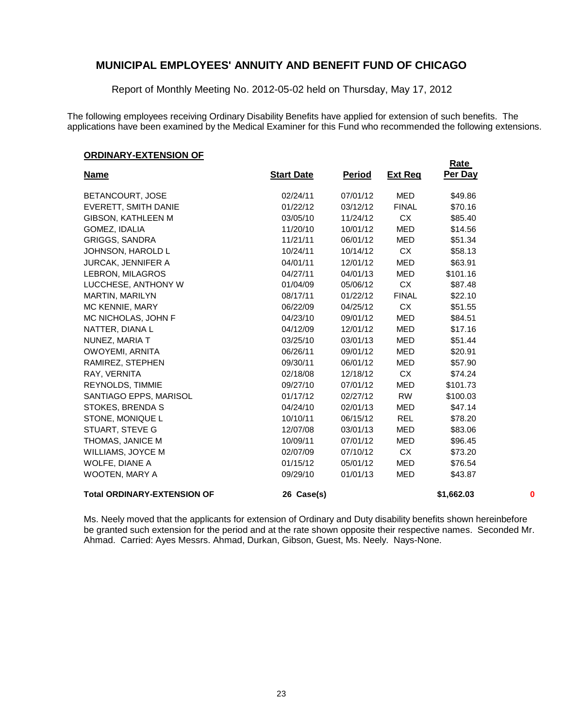# MUNICIPAL EMPLOYEES' ANNUITY AND BENEFIT FUND OF CHICAGO

Report of Monthly Meeting No. 2012-05-02 held on Thursday, May 17, 2012

The following employees receiving Ordinary Disability Benefits have applied for extension of such benefits. The applications have been examined by the Medical Examiner for this Fund who recommended the following extensions.

**ORDINARY-EXTENSION OF**

| Name | Start Date | Period | Ext Req | Rate Per Day | |
|---|---|---|---|---|---|
| BETANCOURT, JOSE | 02/24/11 | 07/01/12 | MED | $49.86 | |
| EVERETT, SMITH DANIE | 01/22/12 | 03/12/12 | FINAL | $70.16 | |
| GIBSON, KATHLEEN M | 03/05/10 | 11/24/12 | CX | $85.40 | |
| GOMEZ, IDALIA | 11/20/10 | 10/01/12 | MED | $14.56 | |
| GRIGGS, SANDRA | 11/21/11 | 06/01/12 | MED | $51.34 | |
| JOHNSON, HAROLD L | 10/24/11 | 10/14/12 | CX | $58.13 | |
| JURCAK, JENNIFER A | 04/01/11 | 12/01/12 | MED | $63.91 | |
| LEBRON, MILAGROS | 04/27/11 | 04/01/13 | MED | $101.16 | |
| LUCCHESE, ANTHONY W | 01/04/09 | 05/06/12 | CX | $87.48 | |
| MARTIN, MARILYN | 08/17/11 | 01/22/12 | FINAL | $22.10 | |
| MC KENNIE, MARY | 06/22/09 | 04/25/12 | CX | $51.55 | |
| MC NICHOLAS, JOHN F | 04/23/10 | 09/01/12 | MED | $84.51 | |
| NATTER, DIANA L | 04/12/09 | 12/01/12 | MED | $17.16 | |
| NUNEZ, MARIA T | 03/25/10 | 03/01/13 | MED | $51.44 | |
| OWOYEMI, ARNITA | 06/26/11 | 09/01/12 | MED | $20.91 | |
| RAMIREZ, STEPHEN | 09/30/11 | 06/01/12 | MED | $57.90 | |
| RAY, VERNITA | 02/18/08 | 12/18/12 | CX | $74.24 | |
| REYNOLDS, TIMMIE | 09/27/10 | 07/01/12 | MED | $101.73 | |
| SANTIAGO EPPS, MARISOL | 01/17/12 | 02/27/12 | RW | $100.03 | |
| STOKES, BRENDA S | 04/24/10 | 02/01/13 | MED | $47.14 | |
| STONE, MONIQUE L | 10/10/11 | 06/15/12 | REL | $78.20 | |
| STUART, STEVE G | 12/07/08 | 03/01/13 | MED | $83.06 | |
| THOMAS, JANICE M | 10/09/11 | 07/01/12 | MED | $96.45 | |
| WILLIAMS, JOYCE M | 02/07/09 | 07/10/12 | CX | $73.20 | |
| WOLFE, DIANE A | 01/15/12 | 05/01/12 | MED | $76.54 | |
| WOOTEN, MARY A | 09/29/10 | 01/01/13 | MED | $43.87 | |
| **Total ORDINARY-EXTENSION OF** | **26 Case(s)** | | | **$1,662.03** | **0** |

Ms. Neely moved that the applicants for extension of Ordinary and Duty disability benefits shown hereinbefore be granted such extension for the period and at the rate shown opposite their respective names. Seconded Mr. Ahmad. Carried: Ayes Messrs. Ahmad, Durkan, Gibson, Guest, Ms. Neely. Nays-None.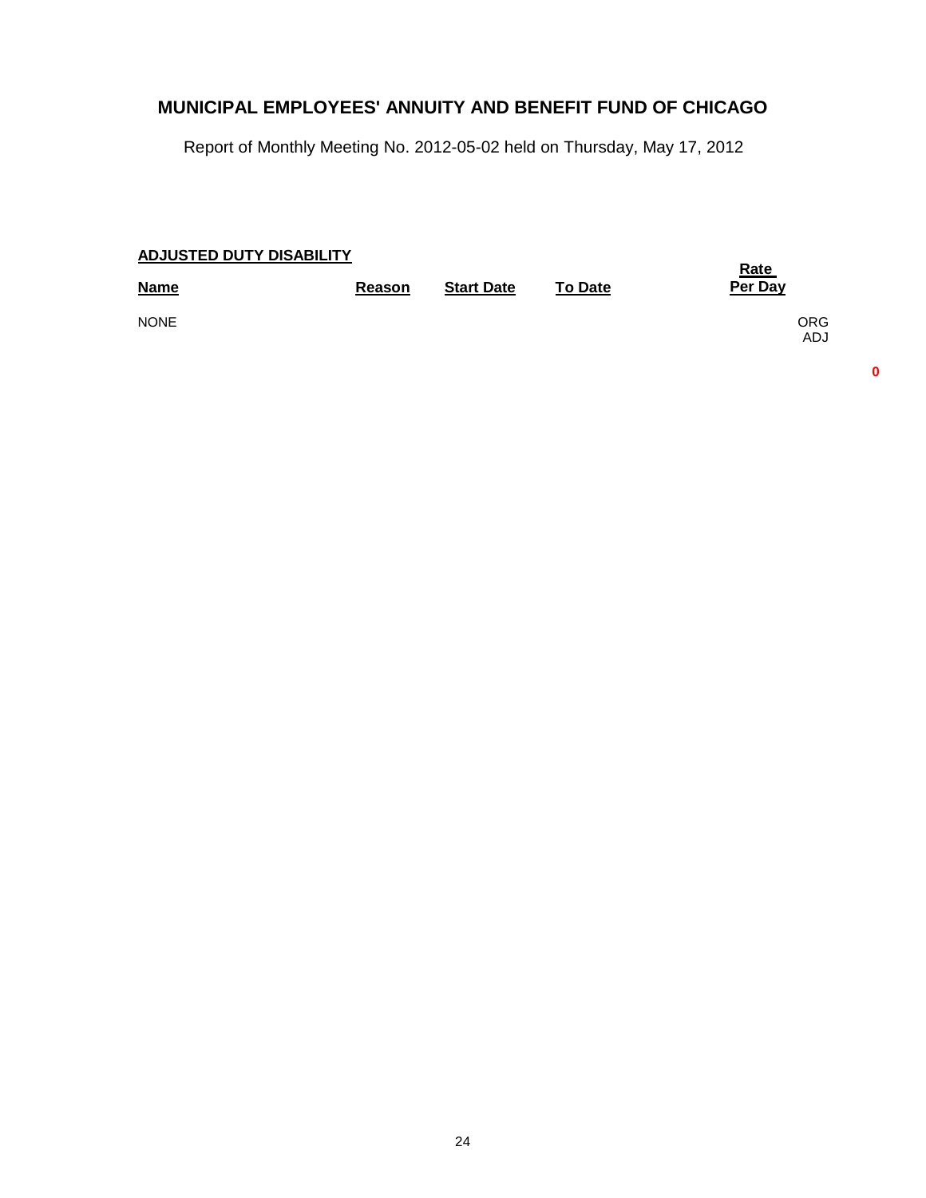## MUNICIPAL EMPLOYEES' ANNUITY AND BENEFIT FUND OF CHICAGO

Report of Monthly Meeting No. 2012-05-02 held on Thursday, May 17, 2012

**ADJUSTED DUTY DISABILITY**

| Name | Reason | Start Date | To Date | Rate Per Day | |
|---|---|---|---|---|---|
| NONE | | | | | ORG<br>ADJ |

0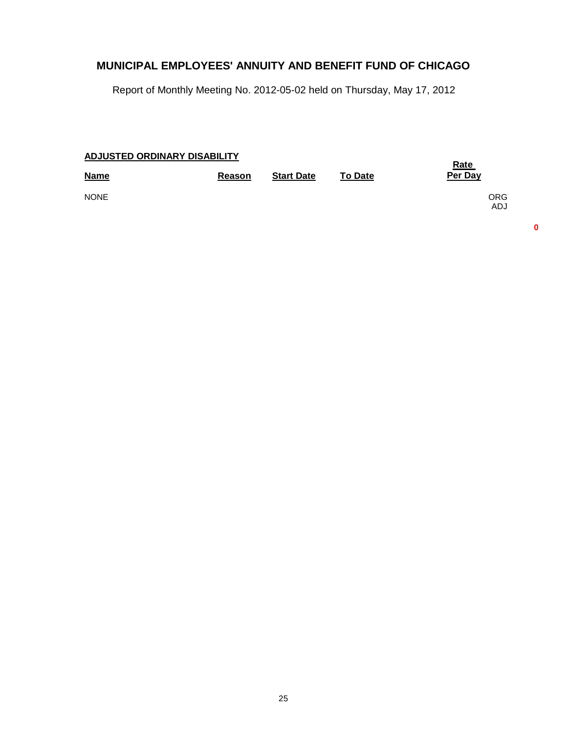# MUNICIPAL EMPLOYEES' ANNUITY AND BENEFIT FUND OF CHICAGO

Report of Monthly Meeting No. 2012-05-02 held on Thursday, May 17, 2012

**ADJUSTED ORDINARY DISABILITY**

| Name | Reason | Start Date | To Date | Rate Per Day | |
|---|---|---|---|---|---|
| NONE | | | | | ORG ADJ |

**0**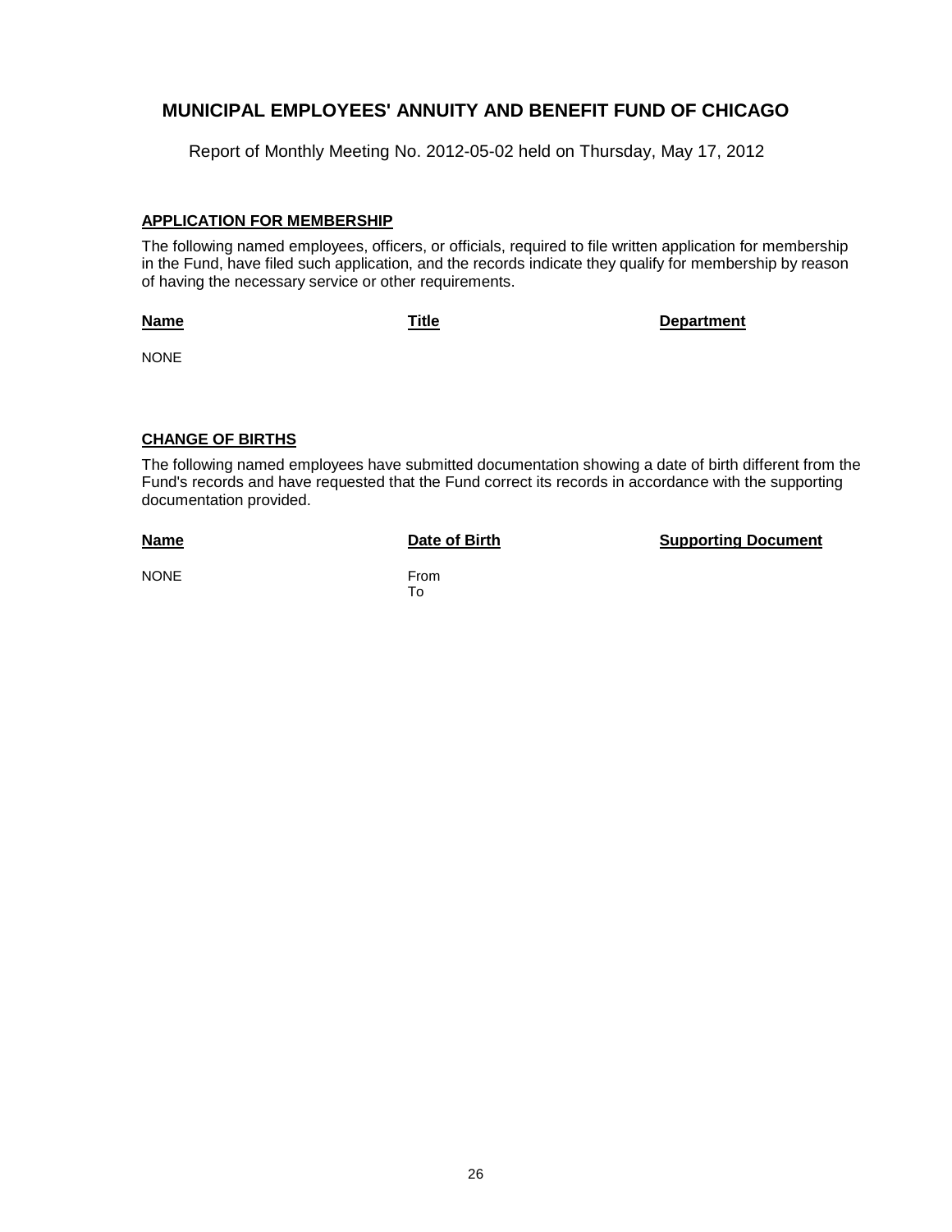# MUNICIPAL EMPLOYEES' ANNUITY AND BENEFIT FUND OF CHICAGO

Report of Monthly Meeting No. 2012-05-02 held on Thursday, May 17, 2012

## APPLICATION FOR MEMBERSHIP

The following named employees, officers, or officials, required to file written application for membership in the Fund, have filed such application, and the records indicate they qualify for membership by reason of having the necessary service or other requirements.

| Name | Title | Department |
|---|---|---|
| NONE | | |

## CHANGE OF BIRTHS

The following named employees have submitted documentation showing a date of birth different from the Fund's records and have requested that the Fund correct its records in accordance with the supporting documentation provided.

| Name | Date of Birth | Supporting Document |
|---|---|---|
| NONE | From<br>To | |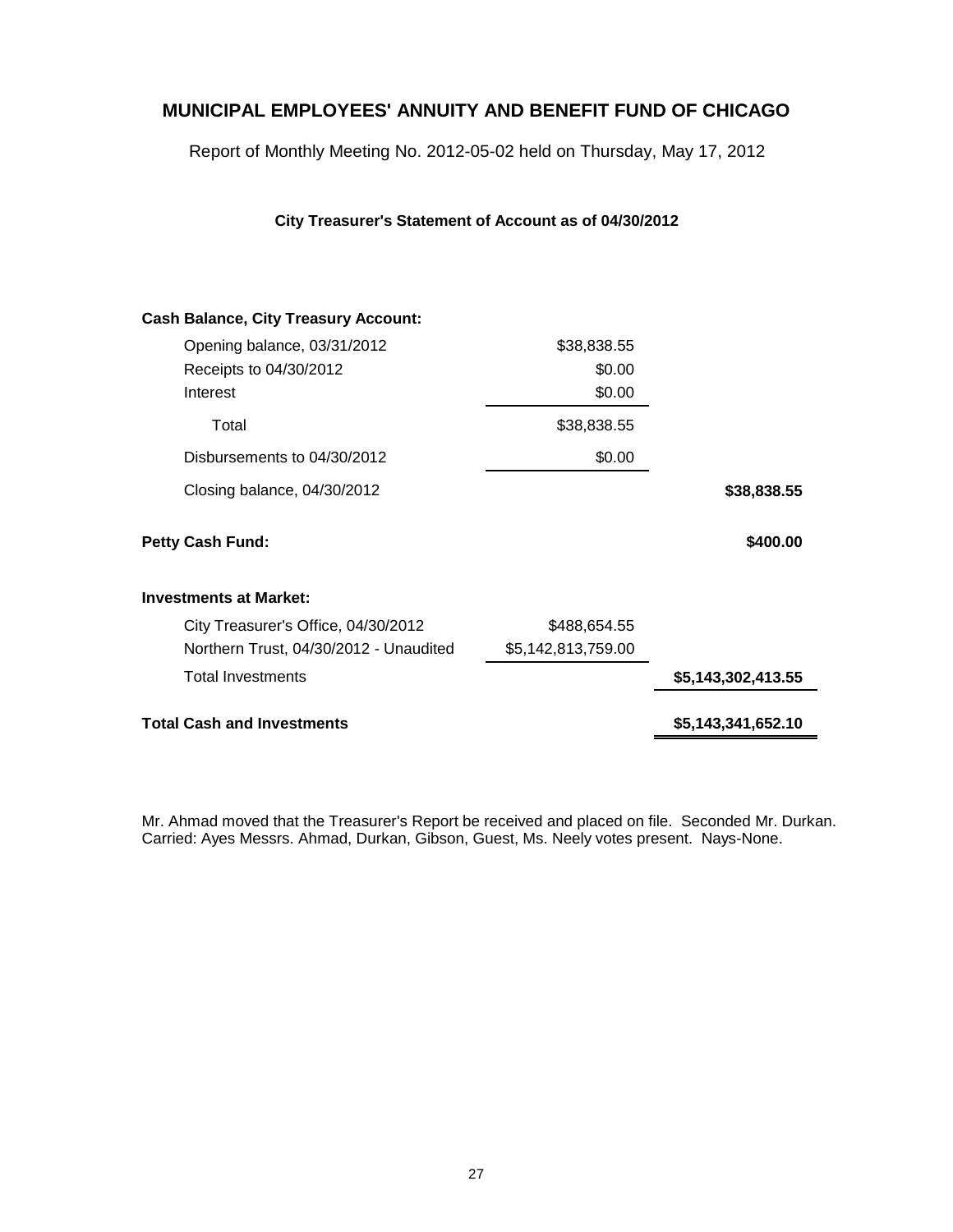# MUNICIPAL EMPLOYEES' ANNUITY AND BENEFIT FUND OF CHICAGO

Report of Monthly Meeting No. 2012-05-02 held on Thursday, May 17, 2012

### City Treasurer's Statement of Account as of 04/30/2012

| | | |
|---|---|---|
| **Cash Balance, City Treasury Account:** | | |
| Opening balance, 03/31/2012 | $38,838.55 | |
| Receipts to 04/30/2012 | $0.00 | |
| Interest | $0.00 | |
| Total | $38,838.55 | |
| Disbursements to 04/30/2012 | $0.00 | |
| Closing balance, 04/30/2012 | | **$38,838.55** |
| **Petty Cash Fund:** | | **$400.00** |
| **Investments at Market:** | | |
| City Treasurer's Office, 04/30/2012 | $488,654.55 | |
| Northern Trust, 04/30/2012 - Unaudited | $5,142,813,759.00 | |
| Total Investments | | **$5,143,302,413.55** |
| **Total Cash and Investments** | | **$5,143,341,652.10** |

Mr. Ahmad moved that the Treasurer's Report be received and placed on file. Seconded Mr. Durkan. Carried: Ayes Messrs. Ahmad, Durkan, Gibson, Guest, Ms. Neely votes present. Nays-None.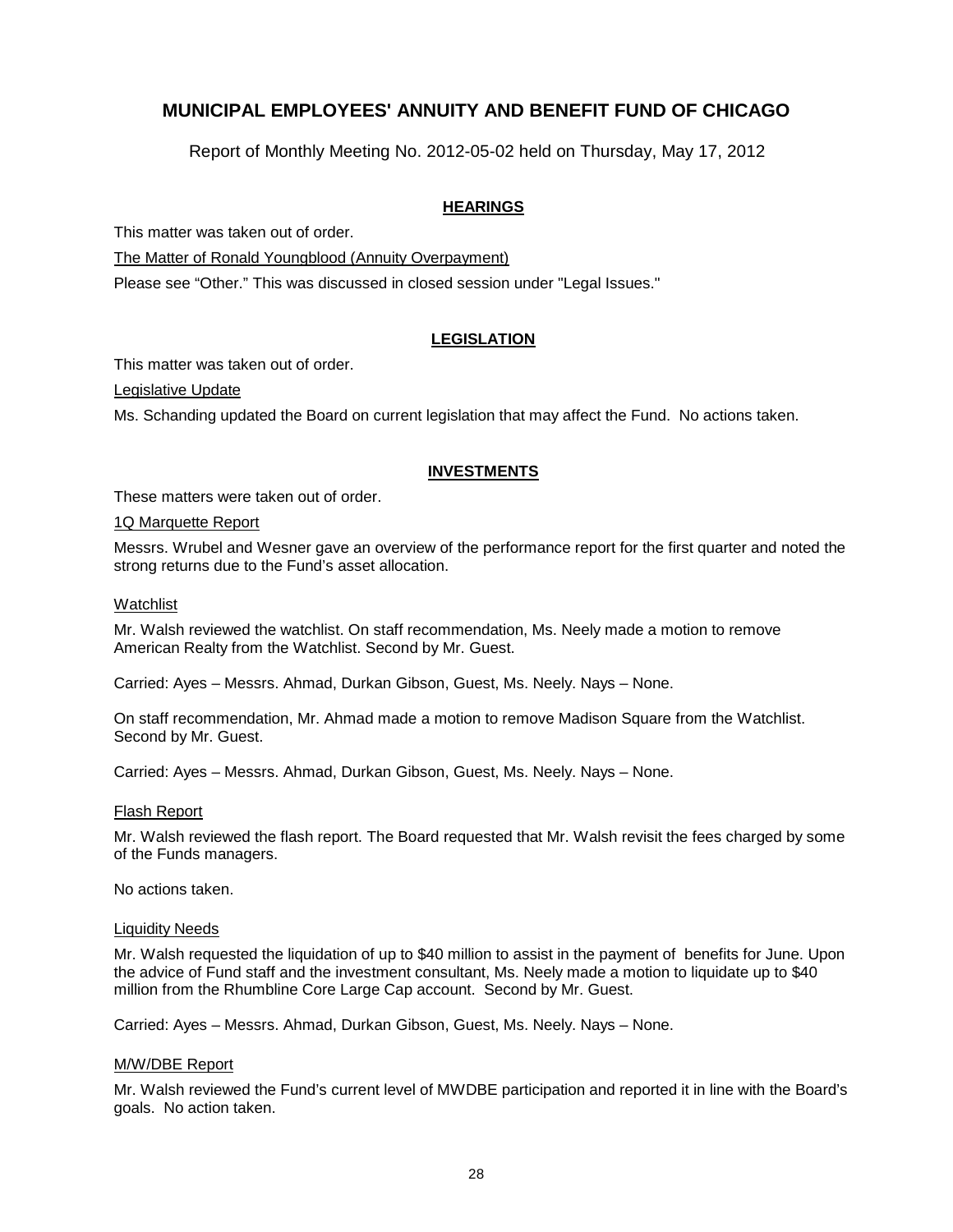# MUNICIPAL EMPLOYEES' ANNUITY AND BENEFIT FUND OF CHICAGO

Report of Monthly Meeting No. 2012-05-02 held on Thursday, May 17, 2012

## HEARINGS

This matter was taken out of order.

The Matter of Ronald Youngblood (Annuity Overpayment)

Please see "Other." This was discussed in closed session under "Legal Issues."

## LEGISLATION

This matter was taken out of order.

Legislative Update

Ms. Schanding updated the Board on current legislation that may affect the Fund. No actions taken.

## INVESTMENTS

These matters were taken out of order.

1Q Marquette Report

Messrs. Wrubel and Wesner gave an overview of the performance report for the first quarter and noted the strong returns due to the Fund's asset allocation.

Watchlist

Mr. Walsh reviewed the watchlist. On staff recommendation, Ms. Neely made a motion to remove American Realty from the Watchlist. Second by Mr. Guest.

Carried: Ayes – Messrs. Ahmad, Durkan Gibson, Guest, Ms. Neely. Nays – None.

On staff recommendation, Mr. Ahmad made a motion to remove Madison Square from the Watchlist. Second by Mr. Guest.

Carried: Ayes – Messrs. Ahmad, Durkan Gibson, Guest, Ms. Neely. Nays – None.

Flash Report

Mr. Walsh reviewed the flash report. The Board requested that Mr. Walsh revisit the fees charged by some of the Funds managers.

No actions taken.

Liquidity Needs

Mr. Walsh requested the liquidation of up to $40 million to assist in the payment of benefits for June. Upon the advice of Fund staff and the investment consultant, Ms. Neely made a motion to liquidate up to $40 million from the Rhumbline Core Large Cap account. Second by Mr. Guest.

Carried: Ayes – Messrs. Ahmad, Durkan Gibson, Guest, Ms. Neely. Nays – None.

M/W/DBE Report

Mr. Walsh reviewed the Fund's current level of MWDBE participation and reported it in line with the Board's goals. No action taken.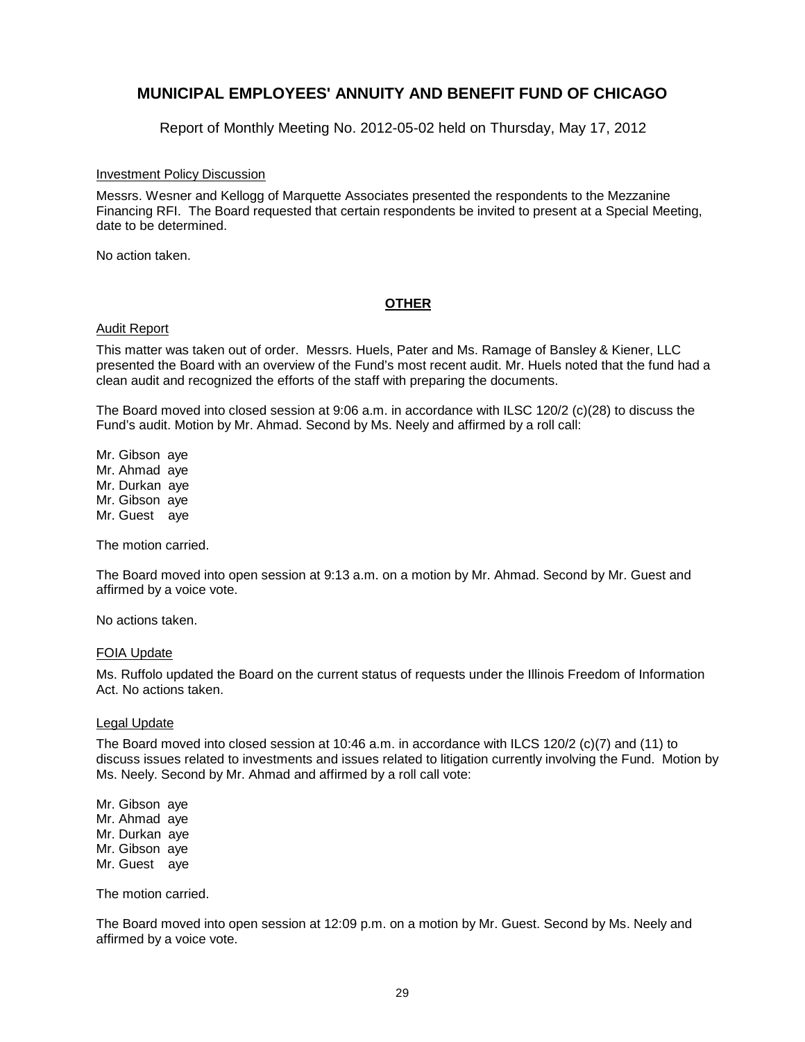# MUNICIPAL EMPLOYEES' ANNUITY AND BENEFIT FUND OF CHICAGO

Report of Monthly Meeting No. 2012-05-02 held on Thursday, May 17, 2012

Investment Policy Discussion

Messrs. Wesner and Kellogg of Marquette Associates presented the respondents to the Mezzanine Financing RFI. The Board requested that certain respondents be invited to present at a Special Meeting, date to be determined.

No action taken.

## OTHER

Audit Report

This matter was taken out of order. Messrs. Huels, Pater and Ms. Ramage of Bansley & Kiener, LLC presented the Board with an overview of the Fund's most recent audit. Mr. Huels noted that the fund had a clean audit and recognized the efforts of the staff with preparing the documents.

The Board moved into closed session at 9:06 a.m. in accordance with ILSC 120/2 (c)(28) to discuss the Fund's audit. Motion by Mr. Ahmad. Second by Ms. Neely and affirmed by a roll call:

Mr. Gibson aye
Mr. Ahmad aye
Mr. Durkan aye
Mr. Gibson aye
Mr. Guest aye

The motion carried.

The Board moved into open session at 9:13 a.m. on a motion by Mr. Ahmad. Second by Mr. Guest and affirmed by a voice vote.

No actions taken.

FOIA Update

Ms. Ruffolo updated the Board on the current status of requests under the Illinois Freedom of Information Act. No actions taken.

Legal Update

The Board moved into closed session at 10:46 a.m. in accordance with ILCS 120/2 (c)(7) and (11) to discuss issues related to investments and issues related to litigation currently involving the Fund. Motion by Ms. Neely. Second by Mr. Ahmad and affirmed by a roll call vote:

Mr. Gibson aye
Mr. Ahmad aye
Mr. Durkan aye
Mr. Gibson aye
Mr. Guest aye

The motion carried.

The Board moved into open session at 12:09 p.m. on a motion by Mr. Guest. Second by Ms. Neely and affirmed by a voice vote.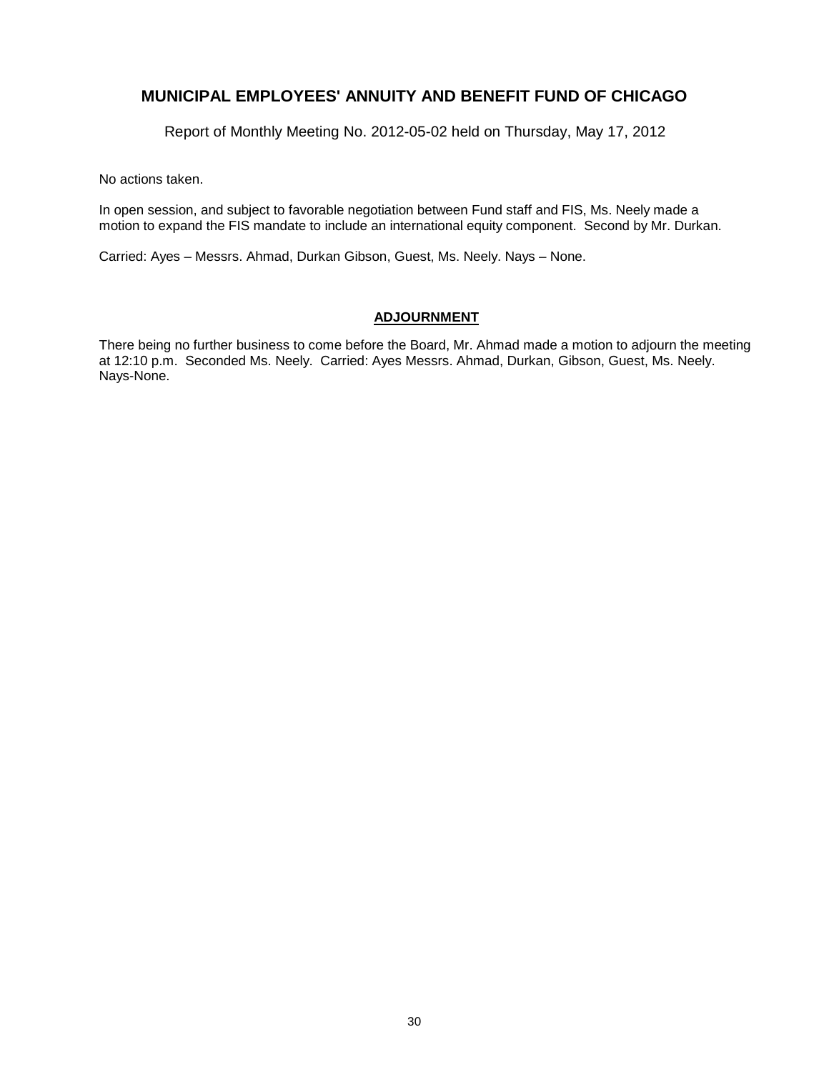# MUNICIPAL EMPLOYEES' ANNUITY AND BENEFIT FUND OF CHICAGO

Report of Monthly Meeting No. 2012-05-02 held on Thursday, May 17, 2012

No actions taken.

In open session, and subject to favorable negotiation between Fund staff and FIS, Ms. Neely made a motion to expand the FIS mandate to include an international equity component. Second by Mr. Durkan.

Carried: Ayes – Messrs. Ahmad, Durkan Gibson, Guest, Ms. Neely. Nays – None.

## ADJOURNMENT

There being no further business to come before the Board, Mr. Ahmad made a motion to adjourn the meeting at 12:10 p.m. Seconded Ms. Neely. Carried: Ayes Messrs. Ahmad, Durkan, Gibson, Guest, Ms. Neely. Nays-None.